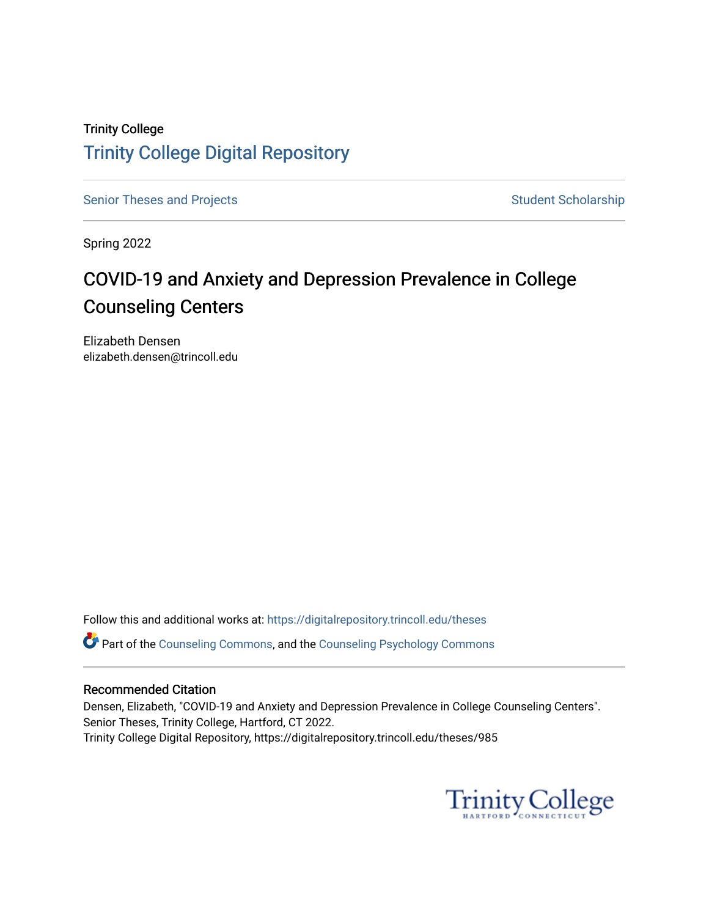Trinity College

# Trinity College Digital Repository

Senior Theses and Projects | Student Scholarship

Spring 2022

## COVID-19 and Anxiety and Depression Prevalence in College Counseling Centers

Elizabeth Densen
elizabeth.densen@trincoll.edu

Follow this and additional works at: https://digitalrepository.trincoll.edu/theses

Part of the Counseling Commons, and the Counseling Psychology Commons

### Recommended Citation

Densen, Elizabeth, "COVID-19 and Anxiety and Depression Prevalence in College Counseling Centers". Senior Theses, Trinity College, Hartford, CT 2022.
Trinity College Digital Repository, https://digitalrepository.trincoll.edu/theses/985

Trinity College
HARTFORD CONNECTICUT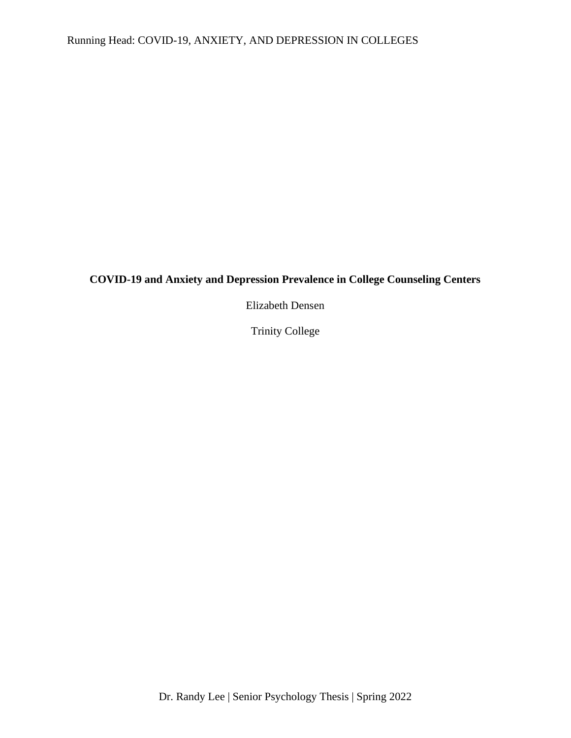**COVID-19 and Anxiety and Depression Prevalence in College Counseling Centers**

Elizabeth Densen

Trinity College

Dr. Randy Lee | Senior Psychology Thesis | Spring 2022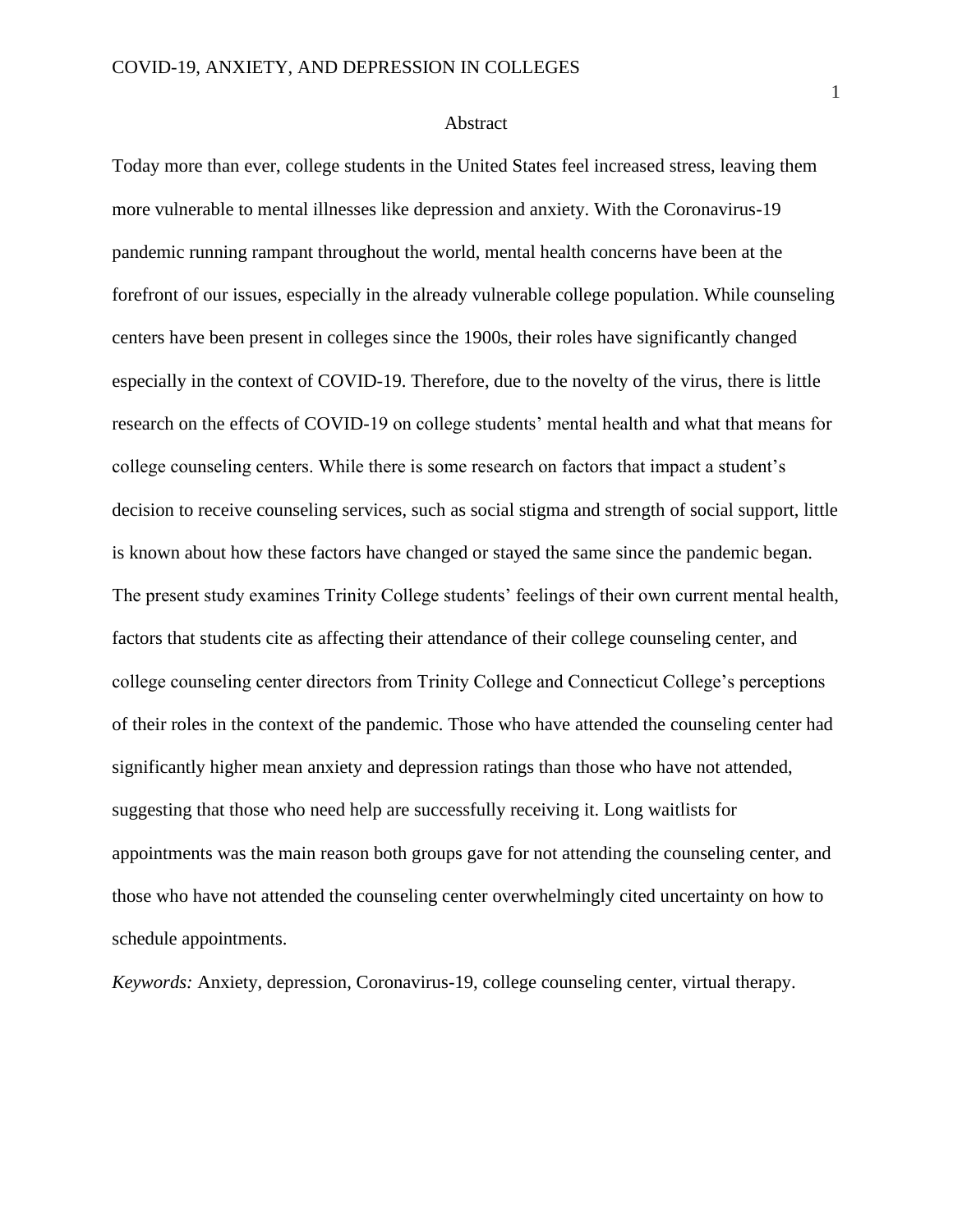# Abstract

Today more than ever, college students in the United States feel increased stress, leaving them more vulnerable to mental illnesses like depression and anxiety. With the Coronavirus-19 pandemic running rampant throughout the world, mental health concerns have been at the forefront of our issues, especially in the already vulnerable college population. While counseling centers have been present in colleges since the 1900s, their roles have significantly changed especially in the context of COVID-19. Therefore, due to the novelty of the virus, there is little research on the effects of COVID-19 on college students' mental health and what that means for college counseling centers. While there is some research on factors that impact a student's decision to receive counseling services, such as social stigma and strength of social support, little is known about how these factors have changed or stayed the same since the pandemic began. The present study examines Trinity College students' feelings of their own current mental health, factors that students cite as affecting their attendance of their college counseling center, and college counseling center directors from Trinity College and Connecticut College's perceptions of their roles in the context of the pandemic. Those who have attended the counseling center had significantly higher mean anxiety and depression ratings than those who have not attended, suggesting that those who need help are successfully receiving it. Long waitlists for appointments was the main reason both groups gave for not attending the counseling center, and those who have not attended the counseling center overwhelmingly cited uncertainty on how to schedule appointments.

*Keywords:* Anxiety, depression, Coronavirus-19, college counseling center, virtual therapy.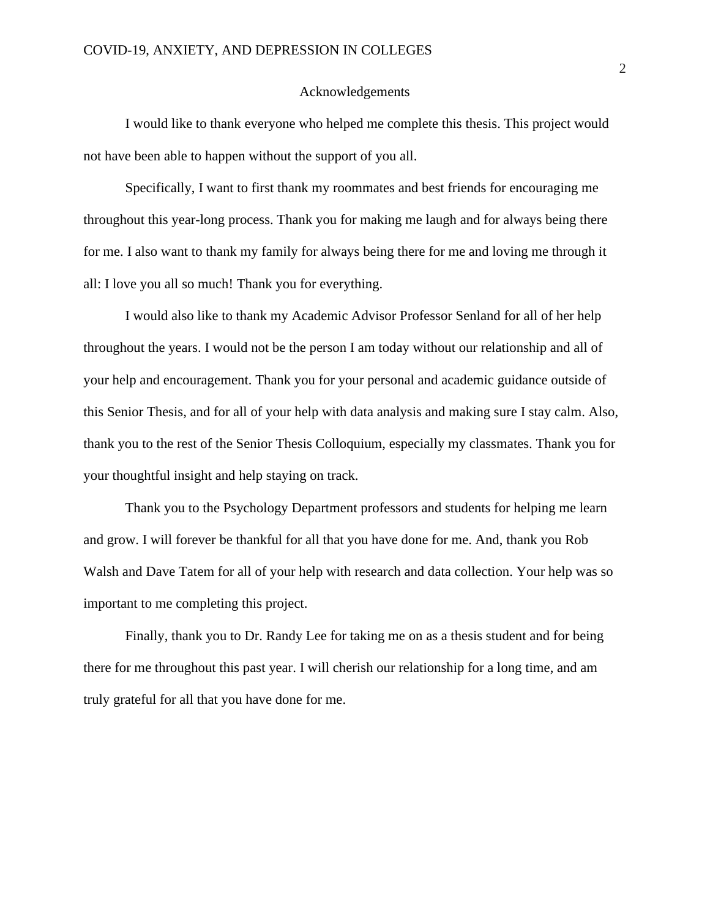# Acknowledgements

I would like to thank everyone who helped me complete this thesis. This project would not have been able to happen without the support of you all.

Specifically, I want to first thank my roommates and best friends for encouraging me throughout this year-long process. Thank you for making me laugh and for always being there for me. I also want to thank my family for always being there for me and loving me through it all: I love you all so much! Thank you for everything.

I would also like to thank my Academic Advisor Professor Senland for all of her help throughout the years. I would not be the person I am today without our relationship and all of your help and encouragement. Thank you for your personal and academic guidance outside of this Senior Thesis, and for all of your help with data analysis and making sure I stay calm. Also, thank you to the rest of the Senior Thesis Colloquium, especially my classmates. Thank you for your thoughtful insight and help staying on track.

Thank you to the Psychology Department professors and students for helping me learn and grow. I will forever be thankful for all that you have done for me. And, thank you Rob Walsh and Dave Tatem for all of your help with research and data collection. Your help was so important to me completing this project.

Finally, thank you to Dr. Randy Lee for taking me on as a thesis student and for being there for me throughout this past year. I will cherish our relationship for a long time, and am truly grateful for all that you have done for me.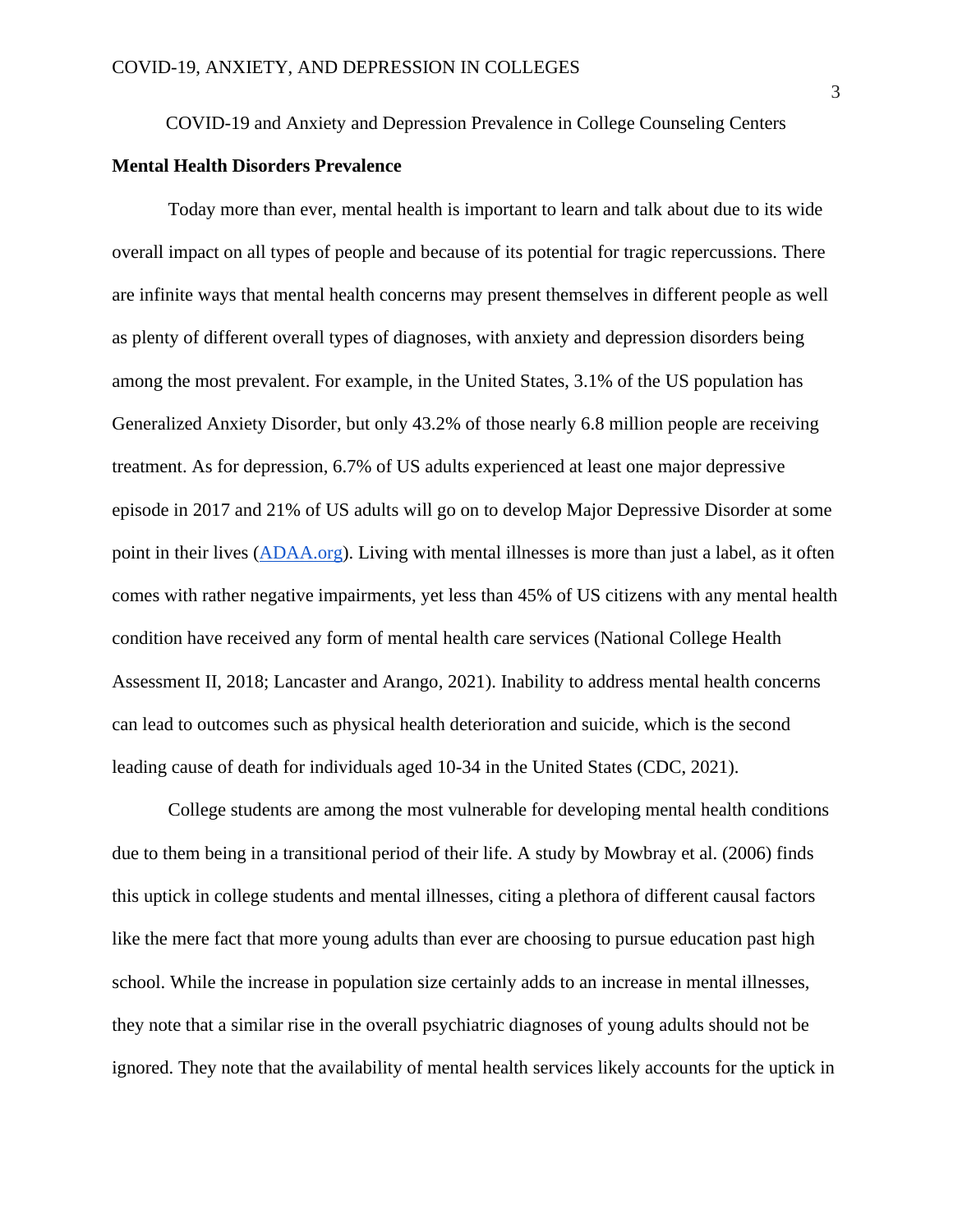COVID-19 and Anxiety and Depression Prevalence in College Counseling Centers

## Mental Health Disorders Prevalence

Today more than ever, mental health is important to learn and talk about due to its wide overall impact on all types of people and because of its potential for tragic repercussions. There are infinite ways that mental health concerns may present themselves in different people as well as plenty of different overall types of diagnoses, with anxiety and depression disorders being among the most prevalent. For example, in the United States, 3.1% of the US population has Generalized Anxiety Disorder, but only 43.2% of those nearly 6.8 million people are receiving treatment. As for depression, 6.7% of US adults experienced at least one major depressive episode in 2017 and 21% of US adults will go on to develop Major Depressive Disorder at some point in their lives (ADAA.org). Living with mental illnesses is more than just a label, as it often comes with rather negative impairments, yet less than 45% of US citizens with any mental health condition have received any form of mental health care services (National College Health Assessment II, 2018; Lancaster and Arango, 2021). Inability to address mental health concerns can lead to outcomes such as physical health deterioration and suicide, which is the second leading cause of death for individuals aged 10-34 in the United States (CDC, 2021).

College students are among the most vulnerable for developing mental health conditions due to them being in a transitional period of their life. A study by Mowbray et al. (2006) finds this uptick in college students and mental illnesses, citing a plethora of different causal factors like the mere fact that more young adults than ever are choosing to pursue education past high school. While the increase in population size certainly adds to an increase in mental illnesses, they note that a similar rise in the overall psychiatric diagnoses of young adults should not be ignored. They note that the availability of mental health services likely accounts for the uptick in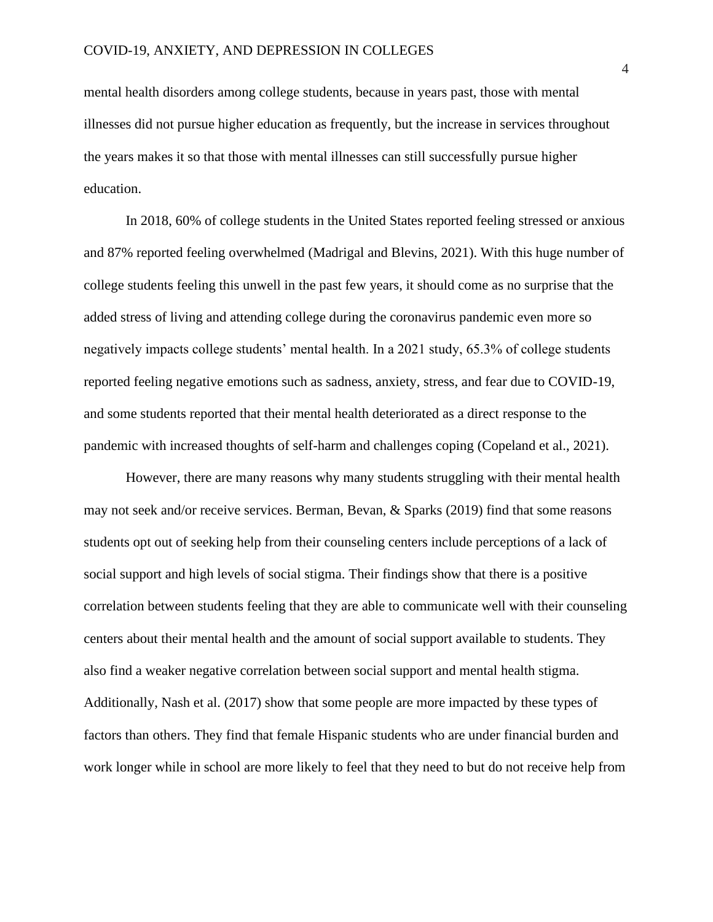mental health disorders among college students, because in years past, those with mental illnesses did not pursue higher education as frequently, but the increase in services throughout the years makes it so that those with mental illnesses can still successfully pursue higher education.

In 2018, 60% of college students in the United States reported feeling stressed or anxious and 87% reported feeling overwhelmed (Madrigal and Blevins, 2021). With this huge number of college students feeling this unwell in the past few years, it should come as no surprise that the added stress of living and attending college during the coronavirus pandemic even more so negatively impacts college students' mental health. In a 2021 study, 65.3% of college students reported feeling negative emotions such as sadness, anxiety, stress, and fear due to COVID-19, and some students reported that their mental health deteriorated as a direct response to the pandemic with increased thoughts of self-harm and challenges coping (Copeland et al., 2021).

However, there are many reasons why many students struggling with their mental health may not seek and/or receive services. Berman, Bevan, & Sparks (2019) find that some reasons students opt out of seeking help from their counseling centers include perceptions of a lack of social support and high levels of social stigma. Their findings show that there is a positive correlation between students feeling that they are able to communicate well with their counseling centers about their mental health and the amount of social support available to students. They also find a weaker negative correlation between social support and mental health stigma. Additionally, Nash et al. (2017) show that some people are more impacted by these types of factors than others. They find that female Hispanic students who are under financial burden and work longer while in school are more likely to feel that they need to but do not receive help from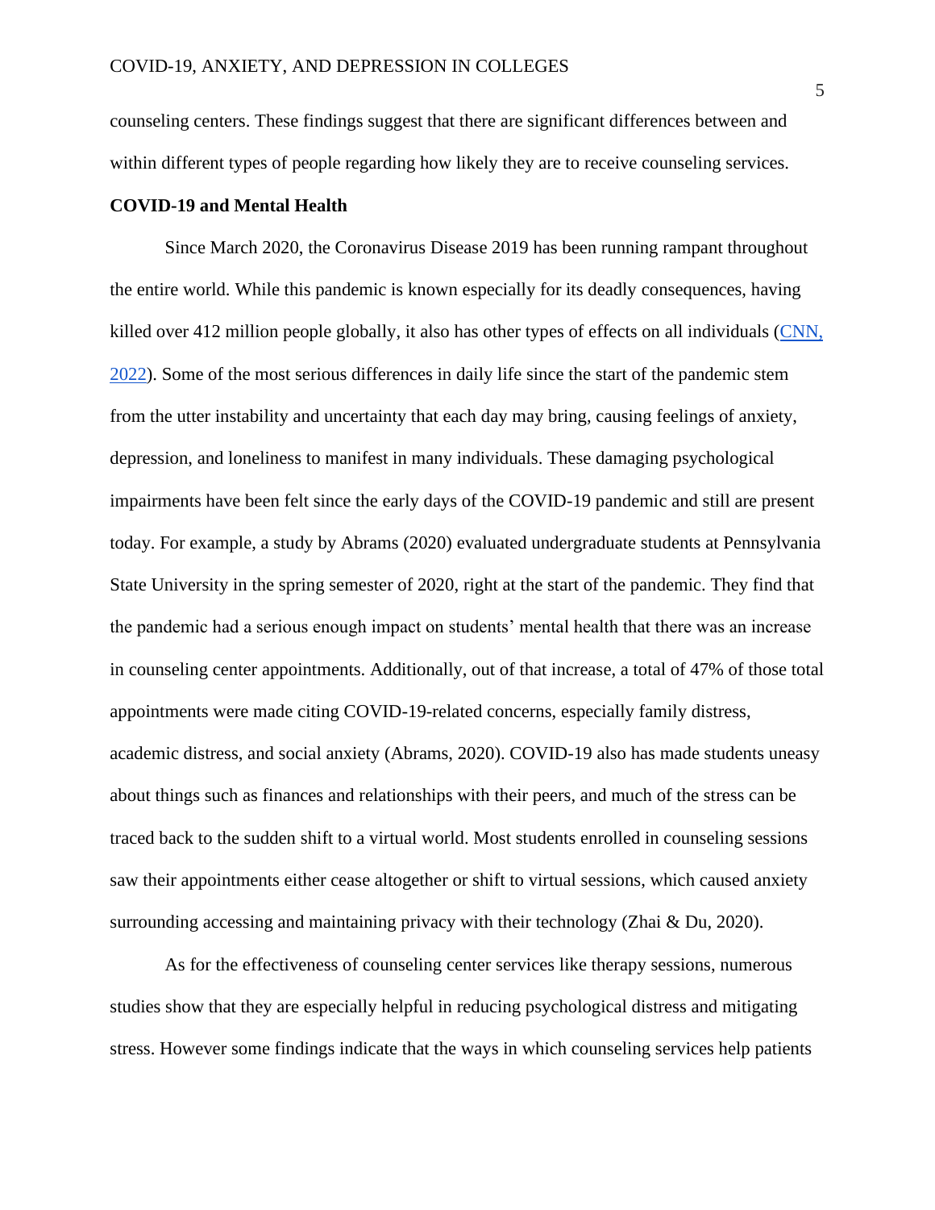counseling centers. These findings suggest that there are significant differences between and within different types of people regarding how likely they are to receive counseling services.

**COVID-19 and Mental Health**

Since March 2020, the Coronavirus Disease 2019 has been running rampant throughout the entire world. While this pandemic is known especially for its deadly consequences, having killed over 412 million people globally, it also has other types of effects on all individuals (CNN, 2022). Some of the most serious differences in daily life since the start of the pandemic stem from the utter instability and uncertainty that each day may bring, causing feelings of anxiety, depression, and loneliness to manifest in many individuals. These damaging psychological impairments have been felt since the early days of the COVID-19 pandemic and still are present today. For example, a study by Abrams (2020) evaluated undergraduate students at Pennsylvania State University in the spring semester of 2020, right at the start of the pandemic. They find that the pandemic had a serious enough impact on students' mental health that there was an increase in counseling center appointments. Additionally, out of that increase, a total of 47% of those total appointments were made citing COVID-19-related concerns, especially family distress, academic distress, and social anxiety (Abrams, 2020). COVID-19 also has made students uneasy about things such as finances and relationships with their peers, and much of the stress can be traced back to the sudden shift to a virtual world. Most students enrolled in counseling sessions saw their appointments either cease altogether or shift to virtual sessions, which caused anxiety surrounding accessing and maintaining privacy with their technology (Zhai & Du, 2020).

As for the effectiveness of counseling center services like therapy sessions, numerous studies show that they are especially helpful in reducing psychological distress and mitigating stress. However some findings indicate that the ways in which counseling services help patients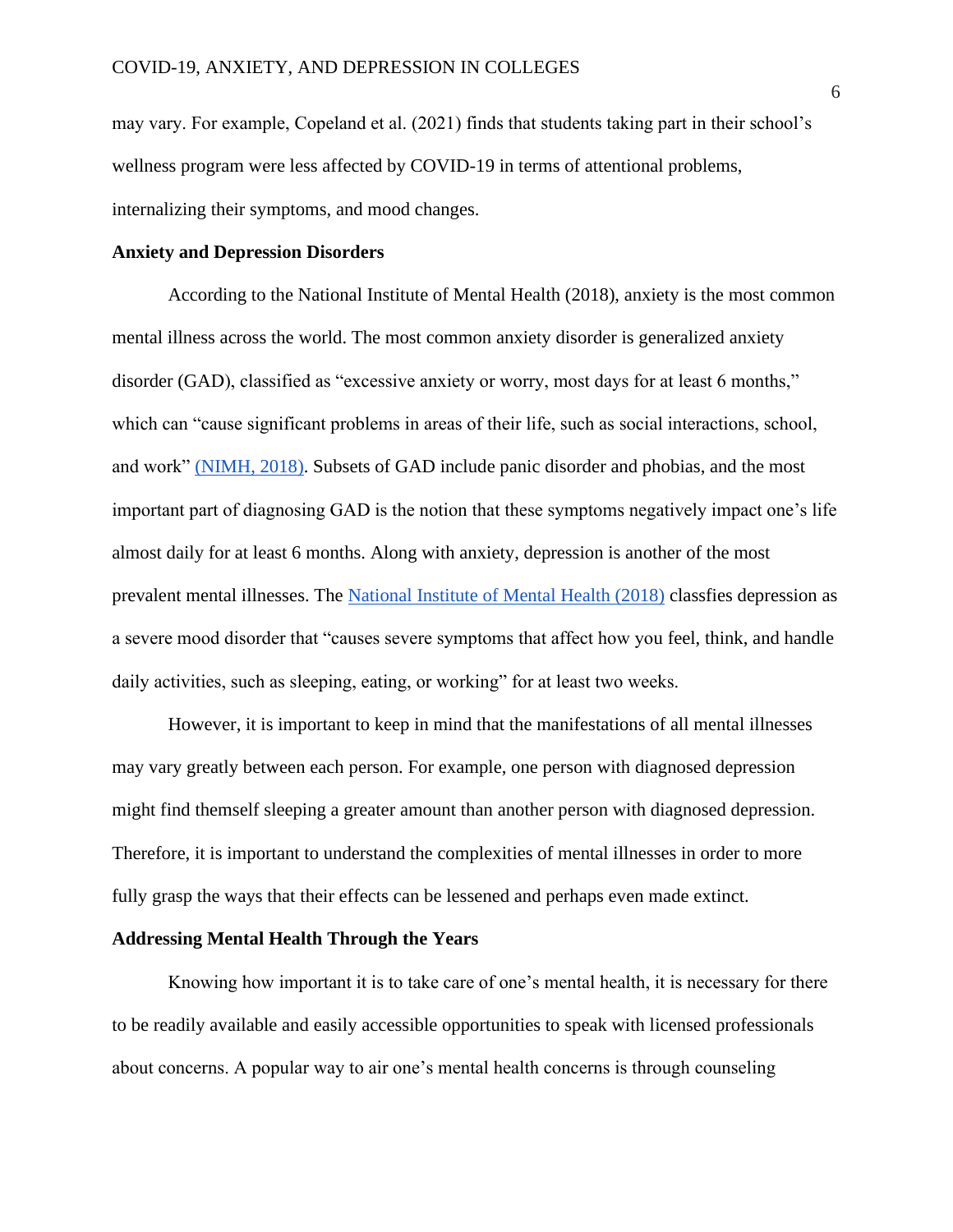may vary. For example, Copeland et al. (2021) finds that students taking part in their school's wellness program were less affected by COVID-19 in terms of attentional problems, internalizing their symptoms, and mood changes.

**Anxiety and Depression Disorders**

According to the National Institute of Mental Health (2018), anxiety is the most common mental illness across the world. The most common anxiety disorder is generalized anxiety disorder (GAD), classified as "excessive anxiety or worry, most days for at least 6 months," which can "cause significant problems in areas of their life, such as social interactions, school, and work" (NIMH, 2018). Subsets of GAD include panic disorder and phobias, and the most important part of diagnosing GAD is the notion that these symptoms negatively impact one's life almost daily for at least 6 months. Along with anxiety, depression is another of the most prevalent mental illnesses. The National Institute of Mental Health (2018) classfies depression as a severe mood disorder that "causes severe symptoms that affect how you feel, think, and handle daily activities, such as sleeping, eating, or working" for at least two weeks.

However, it is important to keep in mind that the manifestations of all mental illnesses may vary greatly between each person. For example, one person with diagnosed depression might find themself sleeping a greater amount than another person with diagnosed depression. Therefore, it is important to understand the complexities of mental illnesses in order to more fully grasp the ways that their effects can be lessened and perhaps even made extinct.

**Addressing Mental Health Through the Years**

Knowing how important it is to take care of one's mental health, it is necessary for there to be readily available and easily accessible opportunities to speak with licensed professionals about concerns. A popular way to air one's mental health concerns is through counseling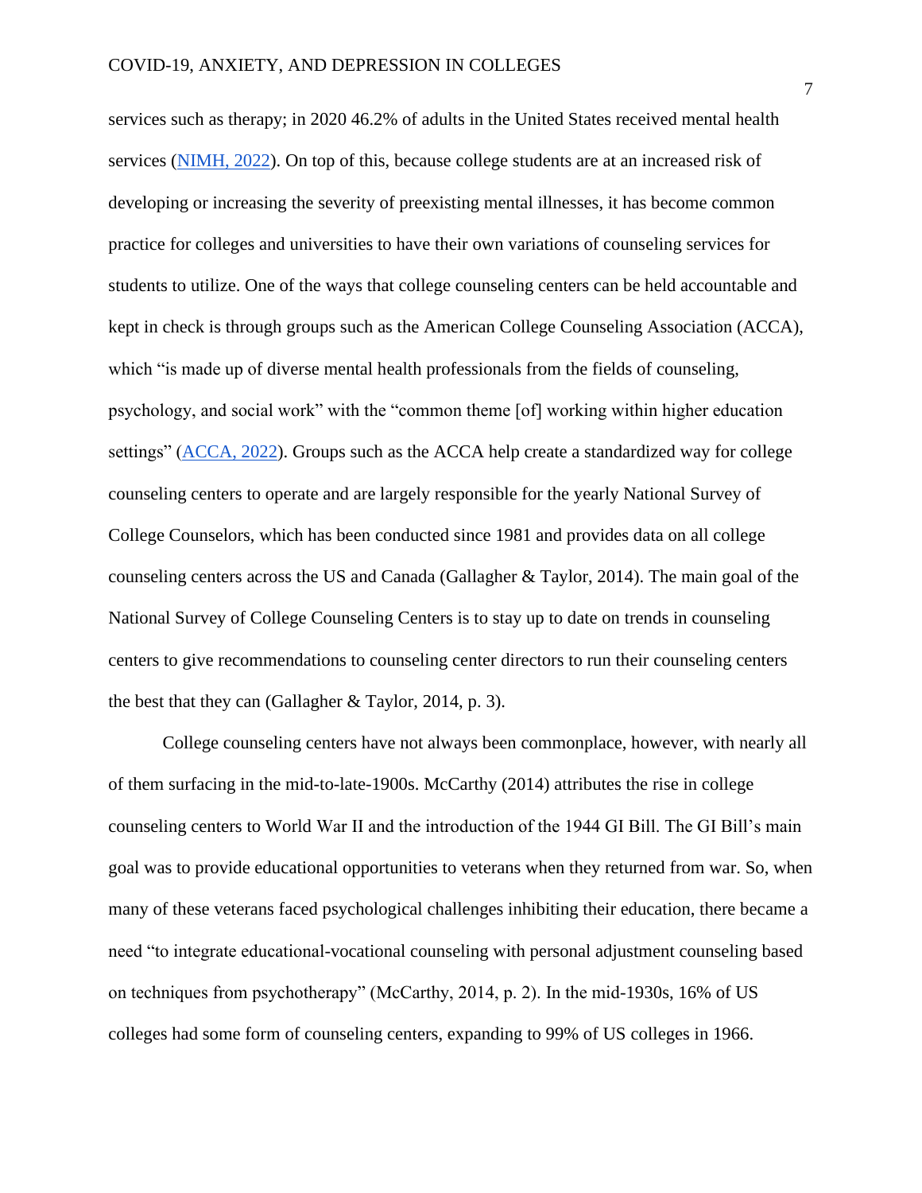services such as therapy; in 2020 46.2% of adults in the United States received mental health services (NIMH, 2022). On top of this, because college students are at an increased risk of developing or increasing the severity of preexisting mental illnesses, it has become common practice for colleges and universities to have their own variations of counseling services for students to utilize. One of the ways that college counseling centers can be held accountable and kept in check is through groups such as the American College Counseling Association (ACCA), which "is made up of diverse mental health professionals from the fields of counseling, psychology, and social work" with the "common theme [of] working within higher education settings" (ACCA, 2022). Groups such as the ACCA help create a standardized way for college counseling centers to operate and are largely responsible for the yearly National Survey of College Counselors, which has been conducted since 1981 and provides data on all college counseling centers across the US and Canada (Gallagher & Taylor, 2014). The main goal of the National Survey of College Counseling Centers is to stay up to date on trends in counseling centers to give recommendations to counseling center directors to run their counseling centers the best that they can (Gallagher & Taylor, 2014, p. 3).

College counseling centers have not always been commonplace, however, with nearly all of them surfacing in the mid-to-late-1900s. McCarthy (2014) attributes the rise in college counseling centers to World War II and the introduction of the 1944 GI Bill. The GI Bill's main goal was to provide educational opportunities to veterans when they returned from war. So, when many of these veterans faced psychological challenges inhibiting their education, there became a need "to integrate educational-vocational counseling with personal adjustment counseling based on techniques from psychotherapy" (McCarthy, 2014, p. 2). In the mid-1930s, 16% of US colleges had some form of counseling centers, expanding to 99% of US colleges in 1966.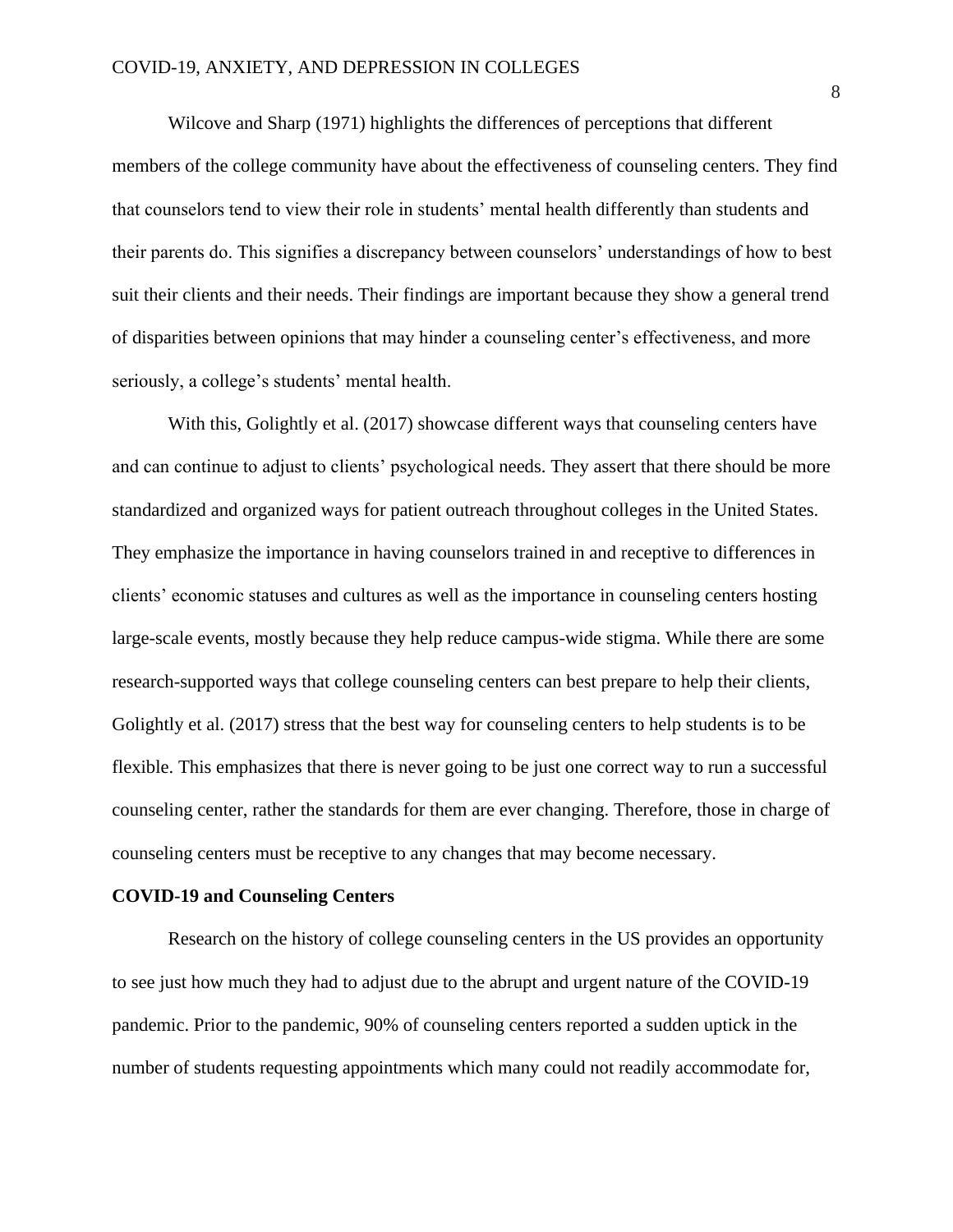Wilcove and Sharp (1971) highlights the differences of perceptions that different members of the college community have about the effectiveness of counseling centers. They find that counselors tend to view their role in students' mental health differently than students and their parents do. This signifies a discrepancy between counselors' understandings of how to best suit their clients and their needs. Their findings are important because they show a general trend of disparities between opinions that may hinder a counseling center's effectiveness, and more seriously, a college's students' mental health.

With this, Golightly et al. (2017) showcase different ways that counseling centers have and can continue to adjust to clients' psychological needs. They assert that there should be more standardized and organized ways for patient outreach throughout colleges in the United States. They emphasize the importance in having counselors trained in and receptive to differences in clients' economic statuses and cultures as well as the importance in counseling centers hosting large-scale events, mostly because they help reduce campus-wide stigma. While there are some research-supported ways that college counseling centers can best prepare to help their clients, Golightly et al. (2017) stress that the best way for counseling centers to help students is to be flexible. This emphasizes that there is never going to be just one correct way to run a successful counseling center, rather the standards for them are ever changing. Therefore, those in charge of counseling centers must be receptive to any changes that may become necessary.

**COVID-19 and Counseling Centers**

Research on the history of college counseling centers in the US provides an opportunity to see just how much they had to adjust due to the abrupt and urgent nature of the COVID-19 pandemic. Prior to the pandemic, 90% of counseling centers reported a sudden uptick in the number of students requesting appointments which many could not readily accommodate for,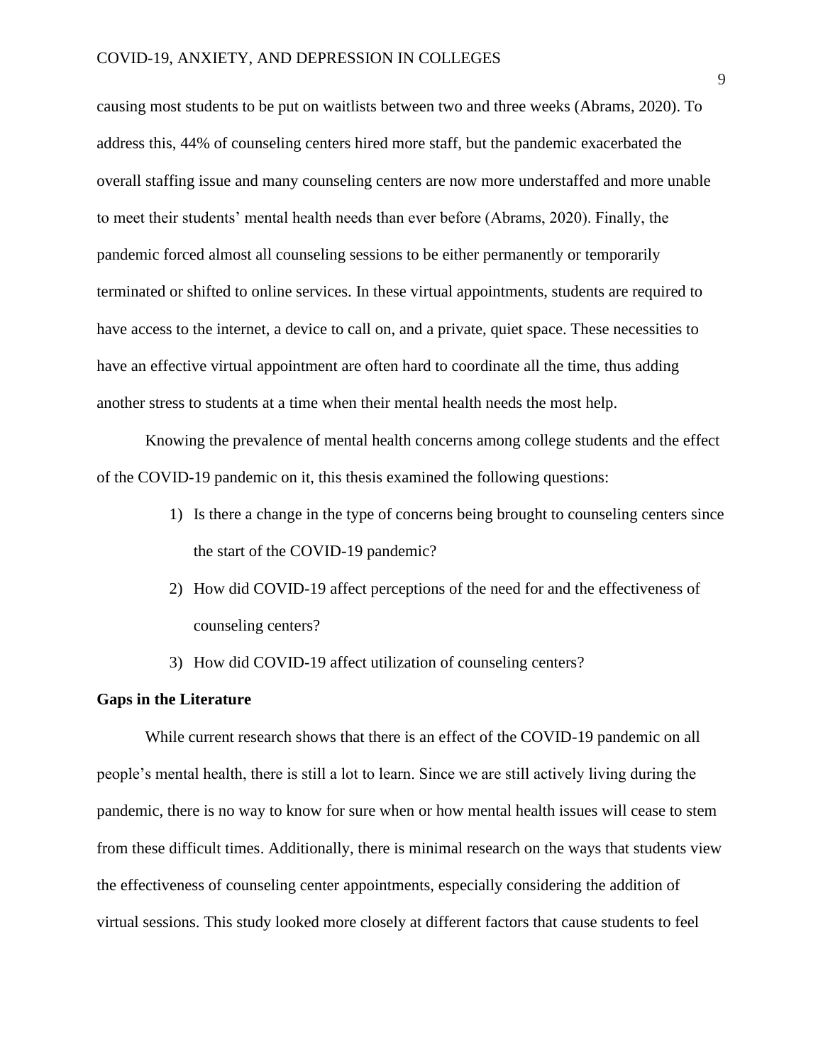causing most students to be put on waitlists between two and three weeks (Abrams, 2020). To address this, 44% of counseling centers hired more staff, but the pandemic exacerbated the overall staffing issue and many counseling centers are now more understaffed and more unable to meet their students' mental health needs than ever before (Abrams, 2020). Finally, the pandemic forced almost all counseling sessions to be either permanently or temporarily terminated or shifted to online services. In these virtual appointments, students are required to have access to the internet, a device to call on, and a private, quiet space. These necessities to have an effective virtual appointment are often hard to coordinate all the time, thus adding another stress to students at a time when their mental health needs the most help.

Knowing the prevalence of mental health concerns among college students and the effect of the COVID-19 pandemic on it, this thesis examined the following questions:

1) Is there a change in the type of concerns being brought to counseling centers since the start of the COVID-19 pandemic?
2) How did COVID-19 affect perceptions of the need for and the effectiveness of counseling centers?
3) How did COVID-19 affect utilization of counseling centers?

**Gaps in the Literature**

While current research shows that there is an effect of the COVID-19 pandemic on all people's mental health, there is still a lot to learn. Since we are still actively living during the pandemic, there is no way to know for sure when or how mental health issues will cease to stem from these difficult times. Additionally, there is minimal research on the ways that students view the effectiveness of counseling center appointments, especially considering the addition of virtual sessions. This study looked more closely at different factors that cause students to feel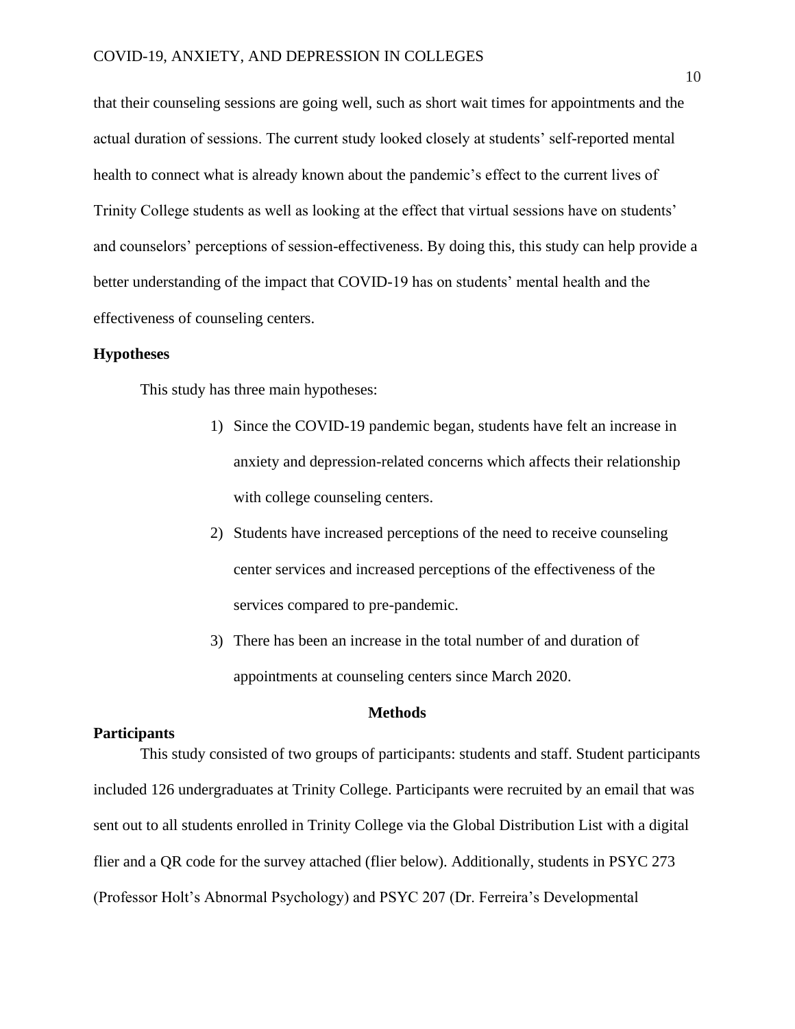that their counseling sessions are going well, such as short wait times for appointments and the actual duration of sessions. The current study looked closely at students' self-reported mental health to connect what is already known about the pandemic's effect to the current lives of Trinity College students as well as looking at the effect that virtual sessions have on students' and counselors' perceptions of session-effectiveness. By doing this, this study can help provide a better understanding of the impact that COVID-19 has on students' mental health and the effectiveness of counseling centers.

## Hypotheses

This study has three main hypotheses:

1) Since the COVID-19 pandemic began, students have felt an increase in anxiety and depression-related concerns which affects their relationship with college counseling centers.
2) Students have increased perceptions of the need to receive counseling center services and increased perceptions of the effectiveness of the services compared to pre-pandemic.
3) There has been an increase in the total number of and duration of appointments at counseling centers since March 2020.

# Methods

## Participants

This study consisted of two groups of participants: students and staff. Student participants included 126 undergraduates at Trinity College. Participants were recruited by an email that was sent out to all students enrolled in Trinity College via the Global Distribution List with a digital flier and a QR code for the survey attached (flier below). Additionally, students in PSYC 273 (Professor Holt's Abnormal Psychology) and PSYC 207 (Dr. Ferreira's Developmental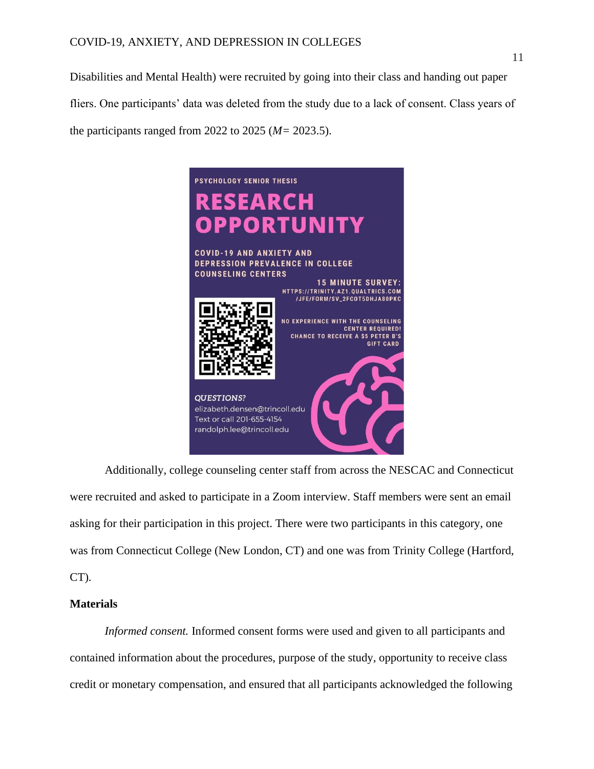Disabilities and Mental Health) were recruited by going into their class and handing out paper fliers. One participants' data was deleted from the study due to a lack of consent. Class years of the participants ranged from 2022 to 2025 (*M*= 2023.5).

PSYCHOLOGY SENIOR THESIS

**RESEARCH OPPORTUNITY**

COVID-19 AND ANXIETY AND DEPRESSION PREVALENCE IN COLLEGE COUNSELING CENTERS

15 MINUTE SURVEY:
HTTPS://TRINITY.AZ1.QUALTRICS.COM/JFE/FORM/SV_2FCOT5DHJA80PKC

NO EXPERIENCE WITH THE COUNSELING CENTER REQUIRED!
CHANCE TO RECEIVE A $5 PETER B'S GIFT CARD

*QUESTIONS?*
elizabeth.densen@trincoll.edu
Text or call 201-655-4154
randolph.lee@trincoll.edu

Additionally, college counseling center staff from across the NESCAC and Connecticut were recruited and asked to participate in a Zoom interview. Staff members were sent an email asking for their participation in this project. There were two participants in this category, one was from Connecticut College (New London, CT) and one was from Trinity College (Hartford, CT).

**Materials**

*Informed consent.* Informed consent forms were used and given to all participants and contained information about the procedures, purpose of the study, opportunity to receive class credit or monetary compensation, and ensured that all participants acknowledged the following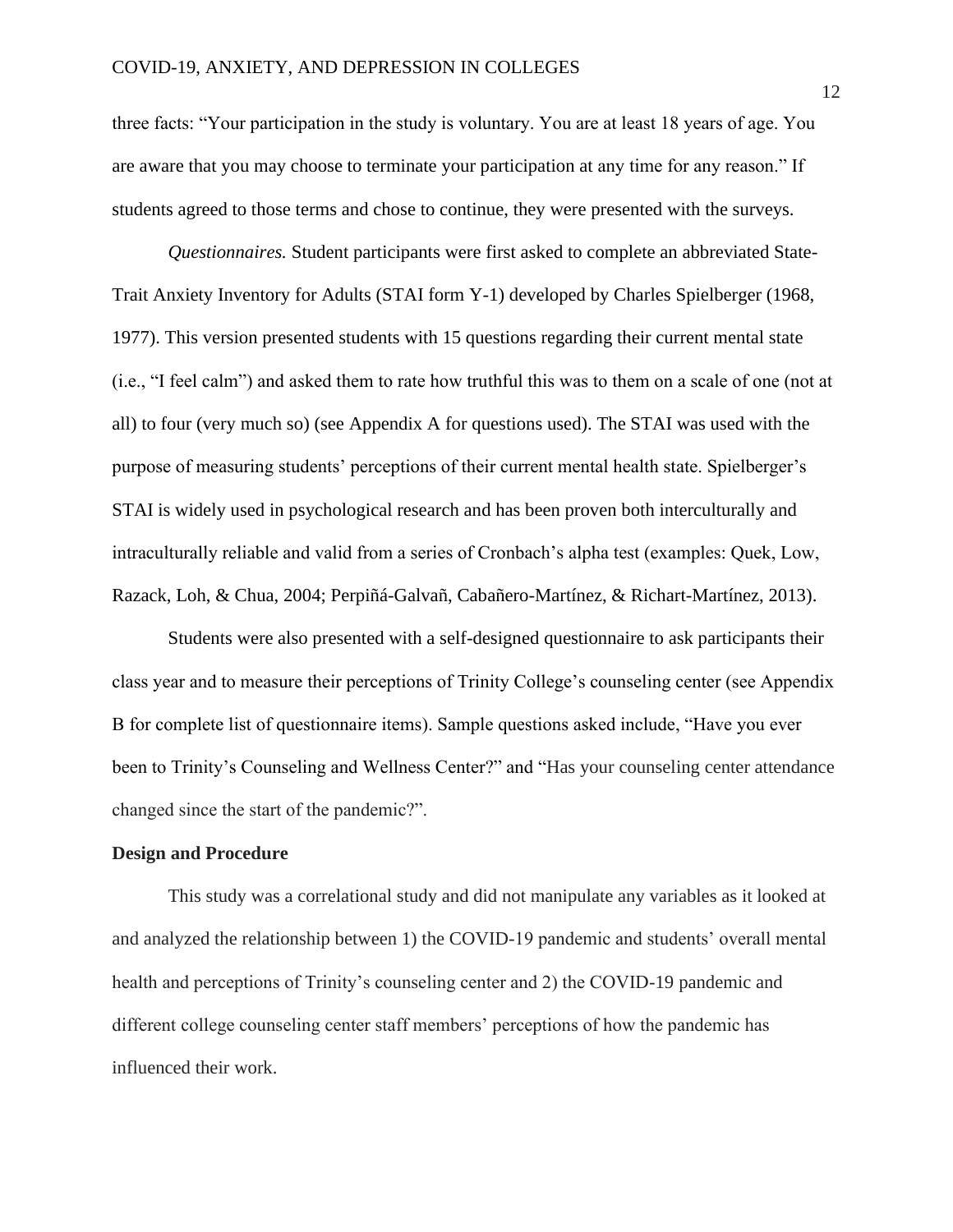three facts: “Your participation in the study is voluntary. You are at least 18 years of age. You are aware that you may choose to terminate your participation at any time for any reason.” If students agreed to those terms and chose to continue, they were presented with the surveys.

*Questionnaires.* Student participants were first asked to complete an abbreviated State-Trait Anxiety Inventory for Adults (STAI form Y-1) developed by Charles Spielberger (1968, 1977). This version presented students with 15 questions regarding their current mental state (i.e., “I feel calm”) and asked them to rate how truthful this was to them on a scale of one (not at all) to four (very much so) (see Appendix A for questions used). The STAI was used with the purpose of measuring students’ perceptions of their current mental health state. Spielberger’s STAI is widely used in psychological research and has been proven both interculturally and intraculturally reliable and valid from a series of Cronbach’s alpha test (examples: Quek, Low, Razack, Loh, & Chua, 2004; Perpiñá-Galvañ, Cabañero-Martínez, & Richart-Martínez, 2013).

Students were also presented with a self-designed questionnaire to ask participants their class year and to measure their perceptions of Trinity College’s counseling center (see Appendix B for complete list of questionnaire items). Sample questions asked include, “Have you ever been to Trinity’s Counseling and Wellness Center?” and “Has your counseling center attendance changed since the start of the pandemic?”.

**Design and Procedure**

This study was a correlational study and did not manipulate any variables as it looked at and analyzed the relationship between 1) the COVID-19 pandemic and students’ overall mental health and perceptions of Trinity’s counseling center and 2) the COVID-19 pandemic and different college counseling center staff members’ perceptions of how the pandemic has influenced their work.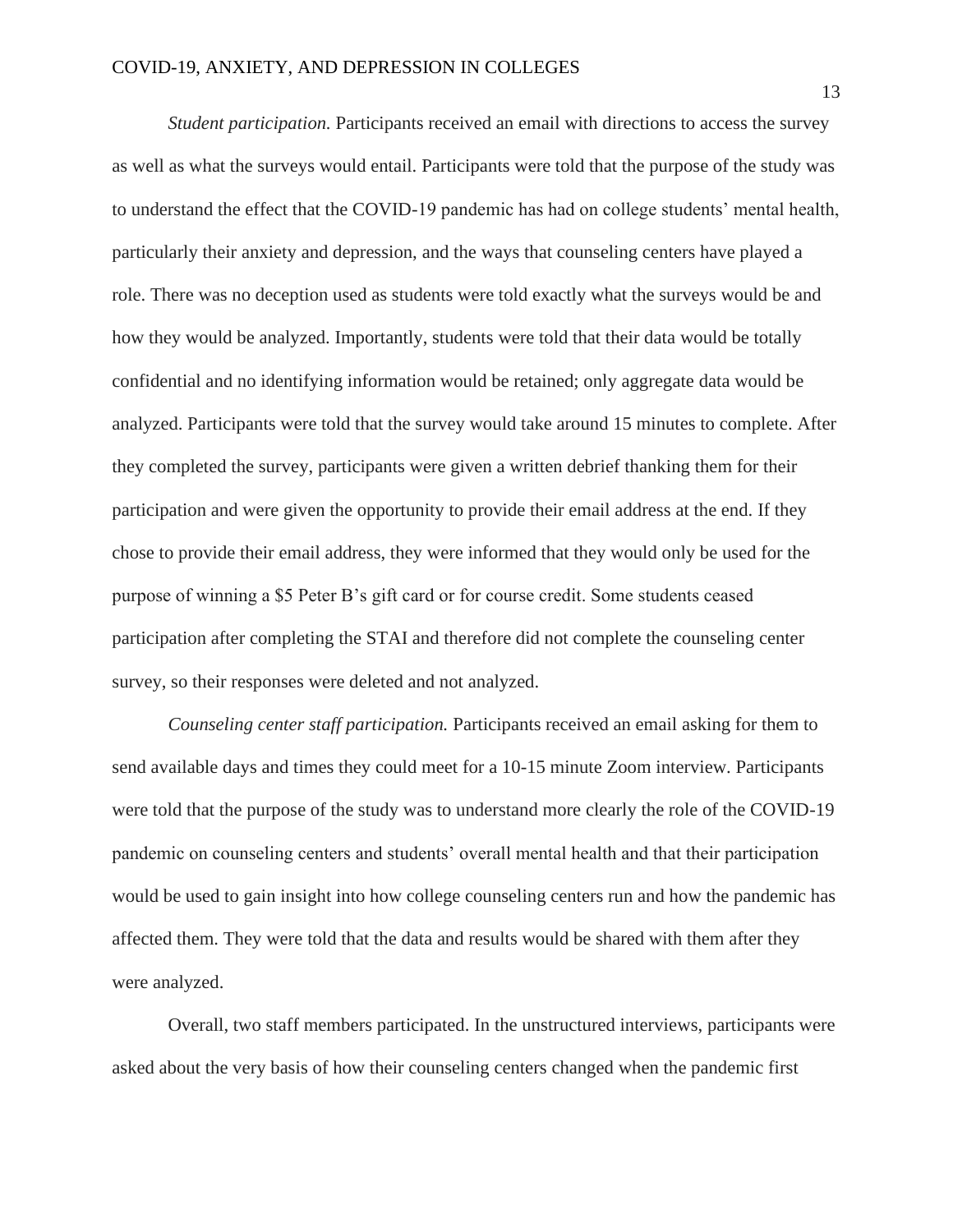*Student participation.* Participants received an email with directions to access the survey as well as what the surveys would entail. Participants were told that the purpose of the study was to understand the effect that the COVID-19 pandemic has had on college students' mental health, particularly their anxiety and depression, and the ways that counseling centers have played a role. There was no deception used as students were told exactly what the surveys would be and how they would be analyzed. Importantly, students were told that their data would be totally confidential and no identifying information would be retained; only aggregate data would be analyzed. Participants were told that the survey would take around 15 minutes to complete. After they completed the survey, participants were given a written debrief thanking them for their participation and were given the opportunity to provide their email address at the end. If they chose to provide their email address, they were informed that they would only be used for the purpose of winning a $5 Peter B's gift card or for course credit. Some students ceased participation after completing the STAI and therefore did not complete the counseling center survey, so their responses were deleted and not analyzed.

*Counseling center staff participation.* Participants received an email asking for them to send available days and times they could meet for a 10-15 minute Zoom interview. Participants were told that the purpose of the study was to understand more clearly the role of the COVID-19 pandemic on counseling centers and students' overall mental health and that their participation would be used to gain insight into how college counseling centers run and how the pandemic has affected them. They were told that the data and results would be shared with them after they were analyzed.

Overall, two staff members participated. In the unstructured interviews, participants were asked about the very basis of how their counseling centers changed when the pandemic first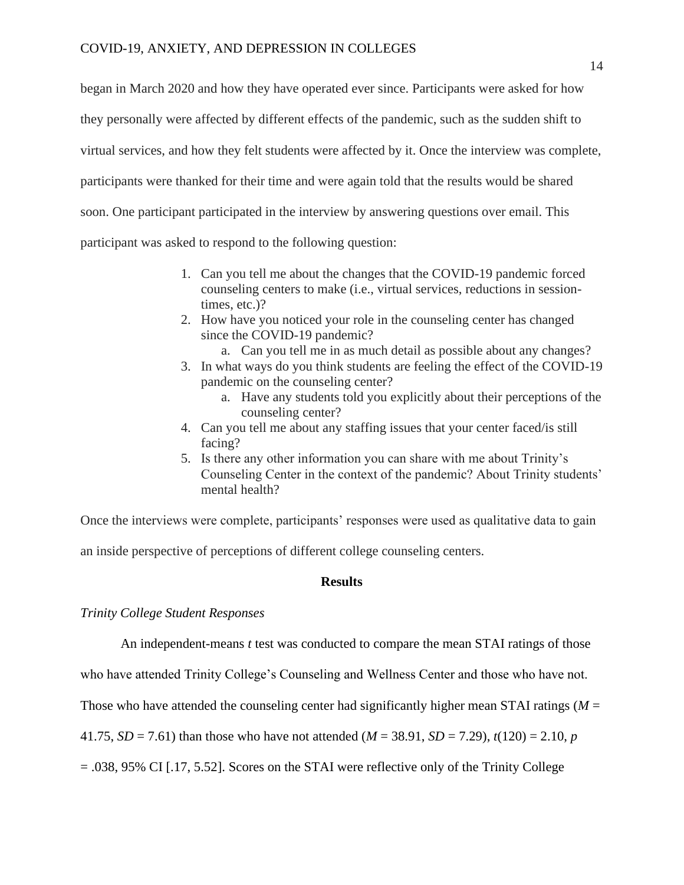began in March 2020 and how they have operated ever since. Participants were asked for how they personally were affected by different effects of the pandemic, such as the sudden shift to virtual services, and how they felt students were affected by it. Once the interview was complete, participants were thanked for their time and were again told that the results would be shared soon. One participant participated in the interview by answering questions over email. This participant was asked to respond to the following question:

1. Can you tell me about the changes that the COVID-19 pandemic forced counseling centers to make (i.e., virtual services, reductions in session-times, etc.)?
2. How have you noticed your role in the counseling center has changed since the COVID-19 pandemic?
    a. Can you tell me in as much detail as possible about any changes?
3. In what ways do you think students are feeling the effect of the COVID-19 pandemic on the counseling center?
    a. Have any students told you explicitly about their perceptions of the counseling center?
4. Can you tell me about any staffing issues that your center faced/is still facing?
5. Is there any other information you can share with me about Trinity's Counseling Center in the context of the pandemic? About Trinity students' mental health?

Once the interviews were complete, participants' responses were used as qualitative data to gain an inside perspective of perceptions of different college counseling centers.

## Results

### *Trinity College Student Responses*

An independent-means *t* test was conducted to compare the mean STAI ratings of those who have attended Trinity College's Counseling and Wellness Center and those who have not. Those who have attended the counseling center had significantly higher mean STAI ratings ($M$ = 41.75, $SD$ = 7.61) than those who have not attended ($M$ = 38.91, $SD$ = 7.29), $t(120) = 2.10$, $p = .038$, 95% CI [.17, 5.52]. Scores on the STAI were reflective only of the Trinity College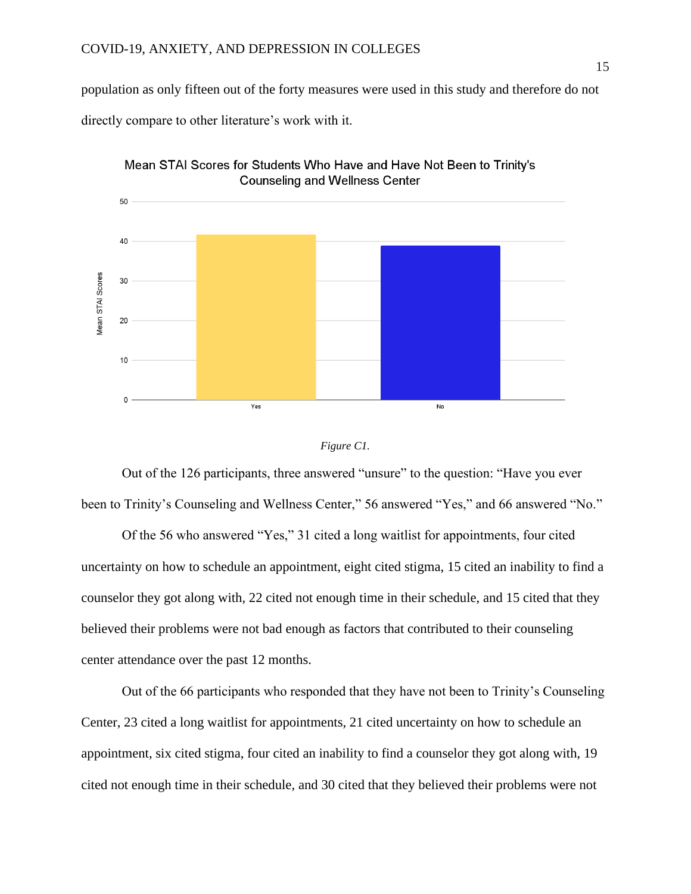population as only fifteen out of the forty measures were used in this study and therefore do not directly compare to other literature's work with it.

Mean STAI Scores for Students Who Have and Have Not Been to Trinity's Counseling and Wellness Center

*Figure C1.*

Out of the 126 participants, three answered "unsure" to the question: "Have you ever been to Trinity's Counseling and Wellness Center," 56 answered "Yes," and 66 answered "No."

Of the 56 who answered "Yes," 31 cited a long waitlist for appointments, four cited uncertainty on how to schedule an appointment, eight cited stigma, 15 cited an inability to find a counselor they got along with, 22 cited not enough time in their schedule, and 15 cited that they believed their problems were not bad enough as factors that contributed to their counseling center attendance over the past 12 months.

Out of the 66 participants who responded that they have not been to Trinity's Counseling Center, 23 cited a long waitlist for appointments, 21 cited uncertainty on how to schedule an appointment, six cited stigma, four cited an inability to find a counselor they got along with, 19 cited not enough time in their schedule, and 30 cited that they believed their problems were not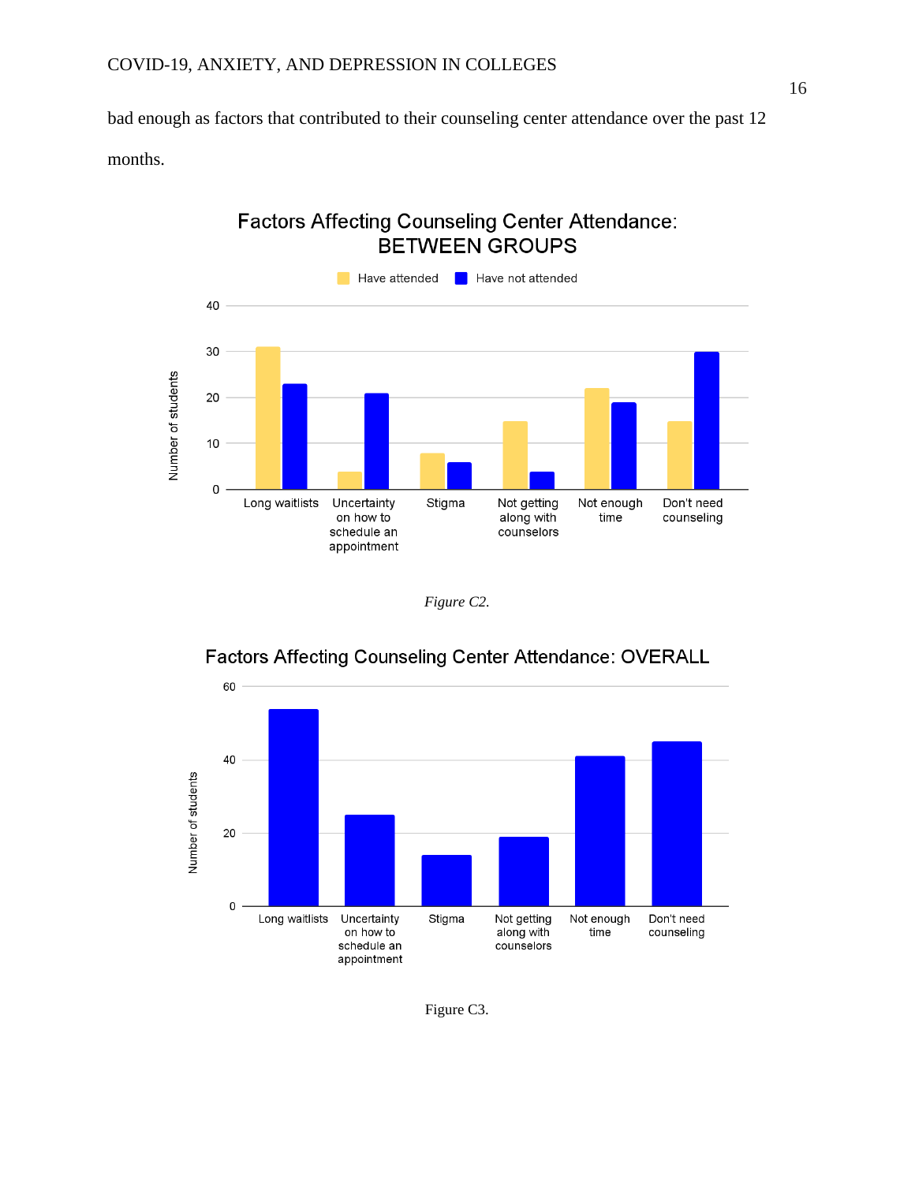bad enough as factors that contributed to their counseling center attendance over the past 12 months.

*Figure C2.*

Figure C3.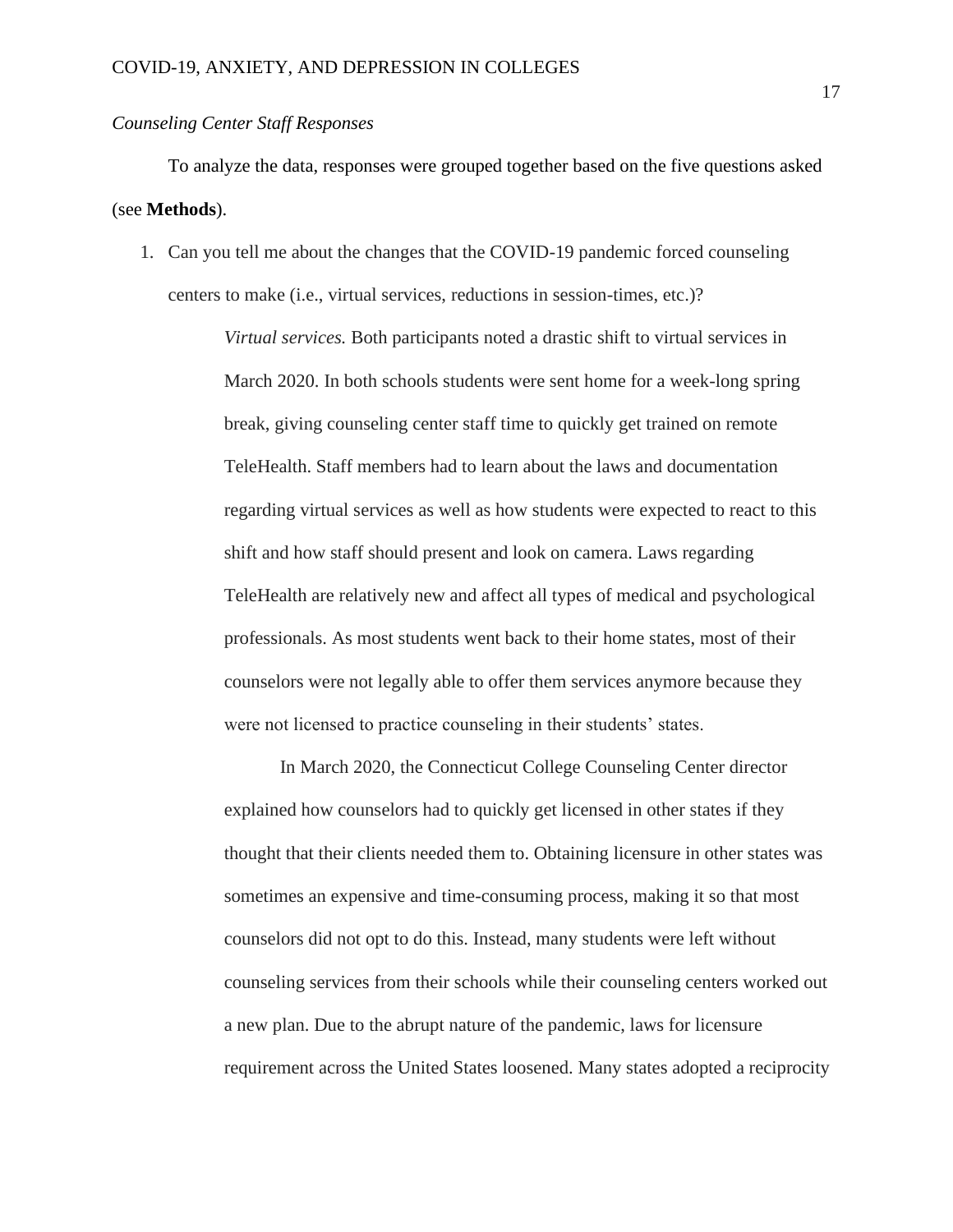*Counseling Center Staff Responses*

To analyze the data, responses were grouped together based on the five questions asked (see **Methods**).

1. Can you tell me about the changes that the COVID-19 pandemic forced counseling centers to make (i.e., virtual services, reductions in session-times, etc.)?

   *Virtual services.* Both participants noted a drastic shift to virtual services in March 2020. In both schools students were sent home for a week-long spring break, giving counseling center staff time to quickly get trained on remote TeleHealth. Staff members had to learn about the laws and documentation regarding virtual services as well as how students were expected to react to this shift and how staff should present and look on camera. Laws regarding TeleHealth are relatively new and affect all types of medical and psychological professionals. As most students went back to their home states, most of their counselors were not legally able to offer them services anymore because they were not licensed to practice counseling in their students' states.

   In March 2020, the Connecticut College Counseling Center director explained how counselors had to quickly get licensed in other states if they thought that their clients needed them to. Obtaining licensure in other states was sometimes an expensive and time-consuming process, making it so that most counselors did not opt to do this. Instead, many students were left without counseling services from their schools while their counseling centers worked out a new plan. Due to the abrupt nature of the pandemic, laws for licensure requirement across the United States loosened. Many states adopted a reciprocity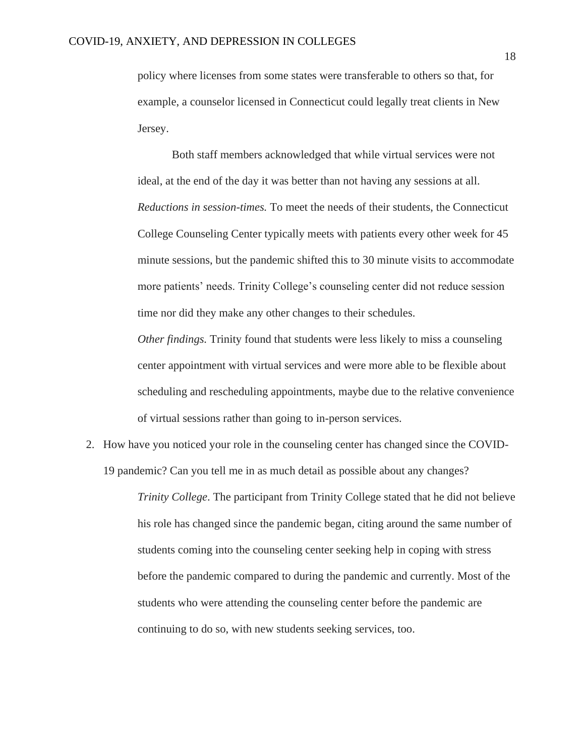policy where licenses from some states were transferable to others so that, for example, a counselor licensed in Connecticut could legally treat clients in New Jersey.

Both staff members acknowledged that while virtual services were not ideal, at the end of the day it was better than not having any sessions at all.

*Reductions in session-times.* To meet the needs of their students, the Connecticut College Counseling Center typically meets with patients every other week for 45 minute sessions, but the pandemic shifted this to 30 minute visits to accommodate more patients' needs. Trinity College's counseling center did not reduce session time nor did they make any other changes to their schedules.

*Other findings.* Trinity found that students were less likely to miss a counseling center appointment with virtual services and were more able to be flexible about scheduling and rescheduling appointments, maybe due to the relative convenience of virtual sessions rather than going to in-person services.

2. How have you noticed your role in the counseling center has changed since the COVID-19 pandemic? Can you tell me in as much detail as possible about any changes?

   *Trinity College*. The participant from Trinity College stated that he did not believe his role has changed since the pandemic began, citing around the same number of students coming into the counseling center seeking help in coping with stress before the pandemic compared to during the pandemic and currently. Most of the students who were attending the counseling center before the pandemic are continuing to do so, with new students seeking services, too.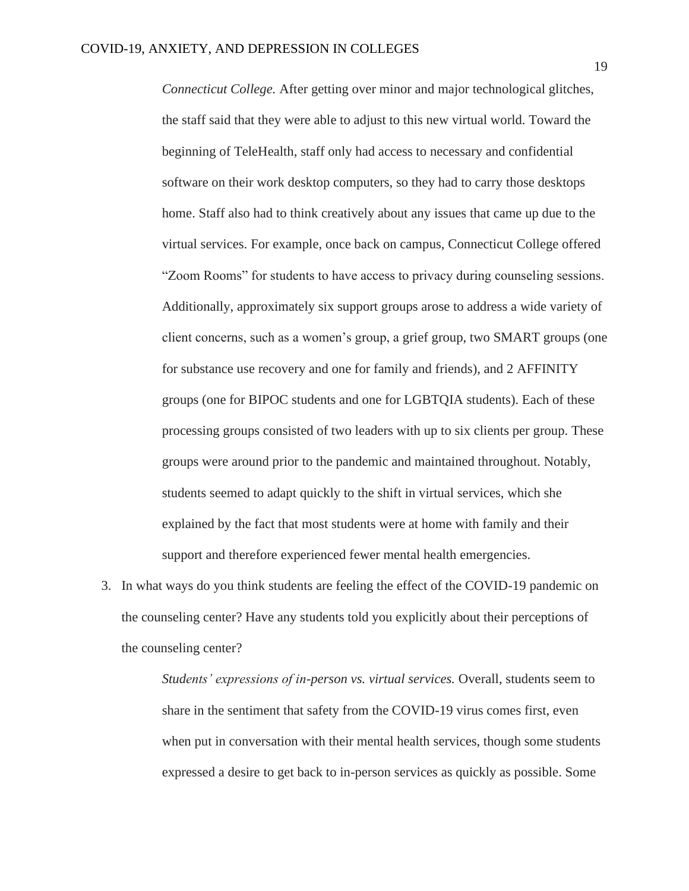*Connecticut College.* After getting over minor and major technological glitches, the staff said that they were able to adjust to this new virtual world. Toward the beginning of TeleHealth, staff only had access to necessary and confidential software on their work desktop computers, so they had to carry those desktops home. Staff also had to think creatively about any issues that came up due to the virtual services. For example, once back on campus, Connecticut College offered "Zoom Rooms" for students to have access to privacy during counseling sessions. Additionally, approximately six support groups arose to address a wide variety of client concerns, such as a women's group, a grief group, two SMART groups (one for substance use recovery and one for family and friends), and 2 AFFINITY groups (one for BIPOC students and one for LGBTQIA students). Each of these processing groups consisted of two leaders with up to six clients per group. These groups were around prior to the pandemic and maintained throughout. Notably, students seemed to adapt quickly to the shift in virtual services, which she explained by the fact that most students were at home with family and their support and therefore experienced fewer mental health emergencies.

3. In what ways do you think students are feeling the effect of the COVID-19 pandemic on the counseling center? Have any students told you explicitly about their perceptions of the counseling center?

   *Students' expressions of in-person vs. virtual services.* Overall, students seem to share in the sentiment that safety from the COVID-19 virus comes first, even when put in conversation with their mental health services, though some students expressed a desire to get back to in-person services as quickly as possible. Some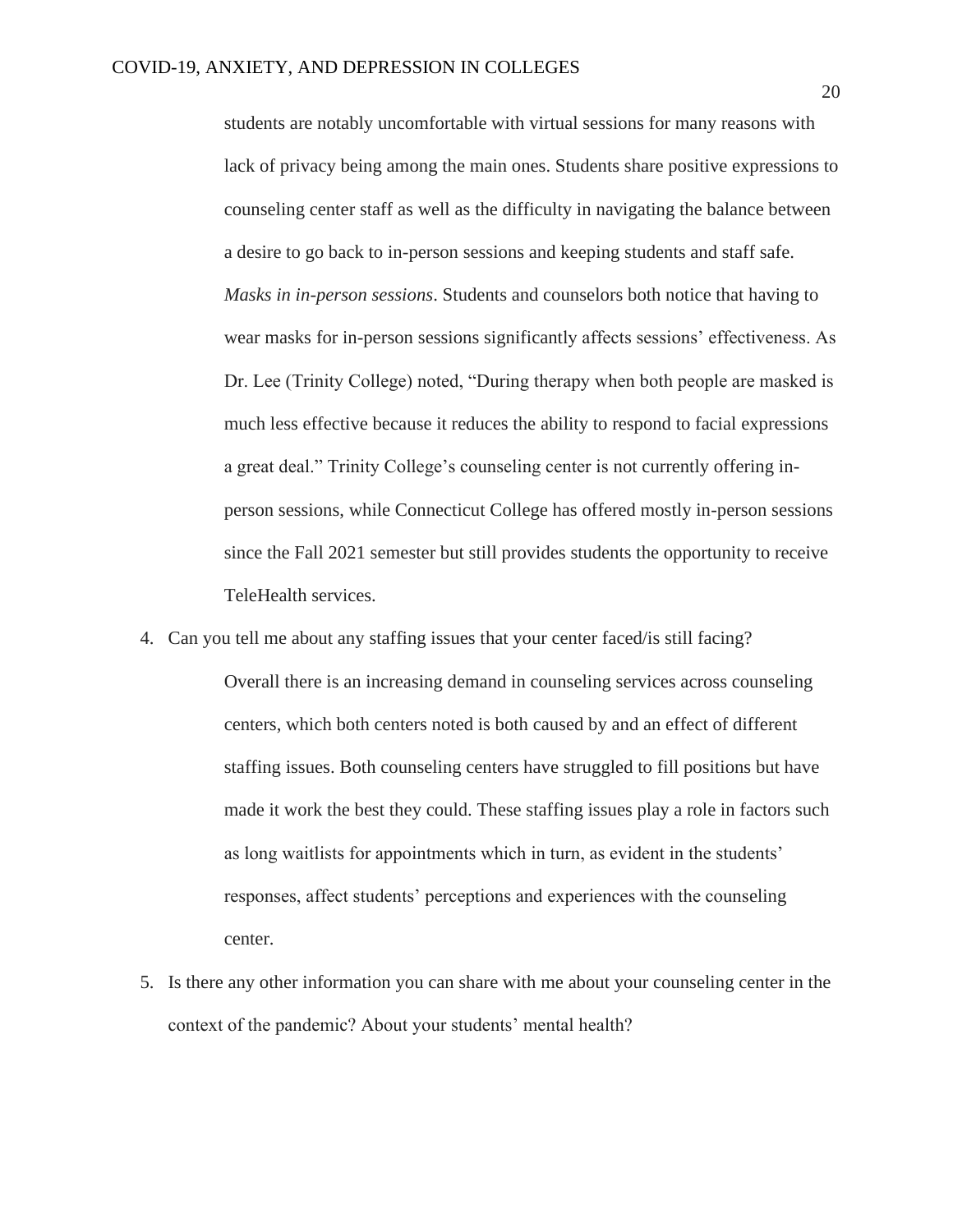students are notably uncomfortable with virtual sessions for many reasons with lack of privacy being among the main ones. Students share positive expressions to counseling center staff as well as the difficulty in navigating the balance between a desire to go back to in-person sessions and keeping students and staff safe.

*Masks in in-person sessions*. Students and counselors both notice that having to wear masks for in-person sessions significantly affects sessions' effectiveness. As Dr. Lee (Trinity College) noted, "During therapy when both people are masked is much less effective because it reduces the ability to respond to facial expressions a great deal." Trinity College's counseling center is not currently offering in-person sessions, while Connecticut College has offered mostly in-person sessions since the Fall 2021 semester but still provides students the opportunity to receive TeleHealth services.

4. Can you tell me about any staffing issues that your center faced/is still facing?

   Overall there is an increasing demand in counseling services across counseling centers, which both centers noted is both caused by and an effect of different staffing issues. Both counseling centers have struggled to fill positions but have made it work the best they could. These staffing issues play a role in factors such as long waitlists for appointments which in turn, as evident in the students' responses, affect students' perceptions and experiences with the counseling center.

5. Is there any other information you can share with me about your counseling center in the context of the pandemic? About your students' mental health?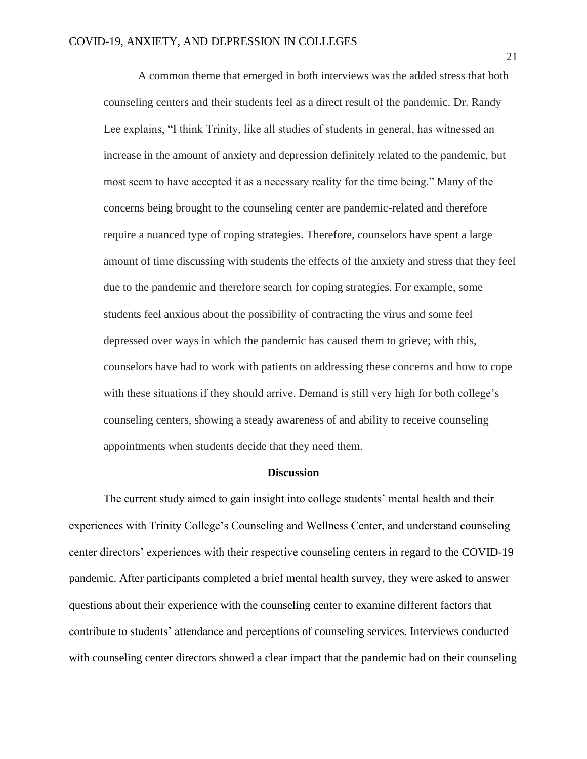A common theme that emerged in both interviews was the added stress that both counseling centers and their students feel as a direct result of the pandemic. Dr. Randy Lee explains, "I think Trinity, like all studies of students in general, has witnessed an increase in the amount of anxiety and depression definitely related to the pandemic, but most seem to have accepted it as a necessary reality for the time being." Many of the concerns being brought to the counseling center are pandemic-related and therefore require a nuanced type of coping strategies. Therefore, counselors have spent a large amount of time discussing with students the effects of the anxiety and stress that they feel due to the pandemic and therefore search for coping strategies. For example, some students feel anxious about the possibility of contracting the virus and some feel depressed over ways in which the pandemic has caused them to grieve; with this, counselors have had to work with patients on addressing these concerns and how to cope with these situations if they should arrive. Demand is still very high for both college's counseling centers, showing a steady awareness of and ability to receive counseling appointments when students decide that they need them.

## Discussion

The current study aimed to gain insight into college students' mental health and their experiences with Trinity College's Counseling and Wellness Center, and understand counseling center directors' experiences with their respective counseling centers in regard to the COVID-19 pandemic. After participants completed a brief mental health survey, they were asked to answer questions about their experience with the counseling center to examine different factors that contribute to students' attendance and perceptions of counseling services. Interviews conducted with counseling center directors showed a clear impact that the pandemic had on their counseling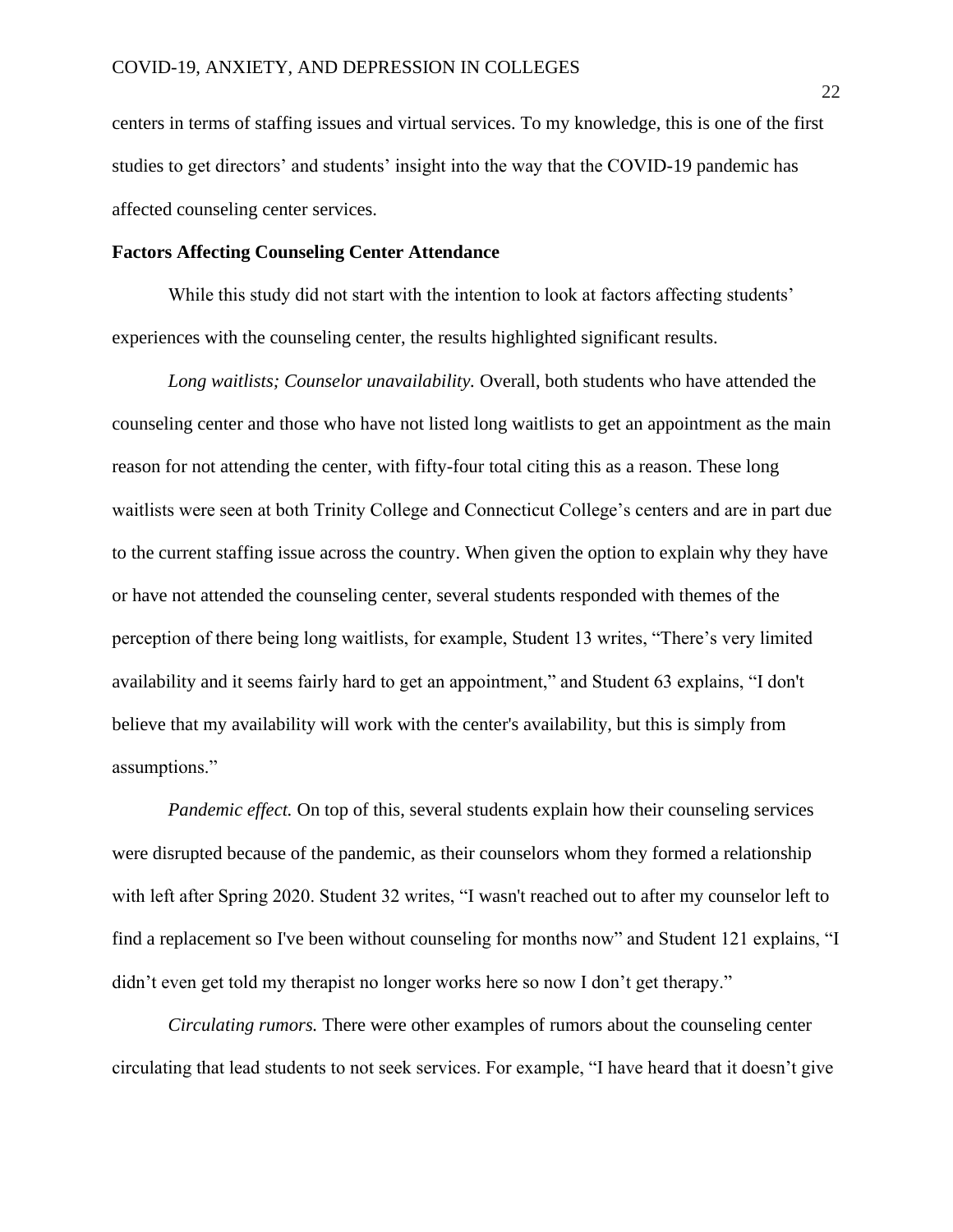centers in terms of staffing issues and virtual services. To my knowledge, this is one of the first studies to get directors' and students' insight into the way that the COVID-19 pandemic has affected counseling center services.

## Factors Affecting Counseling Center Attendance

While this study did not start with the intention to look at factors affecting students' experiences with the counseling center, the results highlighted significant results.

*Long waitlists; Counselor unavailability.* Overall, both students who have attended the counseling center and those who have not listed long waitlists to get an appointment as the main reason for not attending the center, with fifty-four total citing this as a reason. These long waitlists were seen at both Trinity College and Connecticut College's centers and are in part due to the current staffing issue across the country. When given the option to explain why they have or have not attended the counseling center, several students responded with themes of the perception of there being long waitlists, for example, Student 13 writes, "There's very limited availability and it seems fairly hard to get an appointment," and Student 63 explains, "I don't believe that my availability will work with the center's availability, but this is simply from assumptions."

*Pandemic effect.* On top of this, several students explain how their counseling services were disrupted because of the pandemic, as their counselors whom they formed a relationship with left after Spring 2020. Student 32 writes, "I wasn't reached out to after my counselor left to find a replacement so I've been without counseling for months now" and Student 121 explains, "I didn't even get told my therapist no longer works here so now I don't get therapy."

*Circulating rumors.* There were other examples of rumors about the counseling center circulating that lead students to not seek services. For example, "I have heard that it doesn't give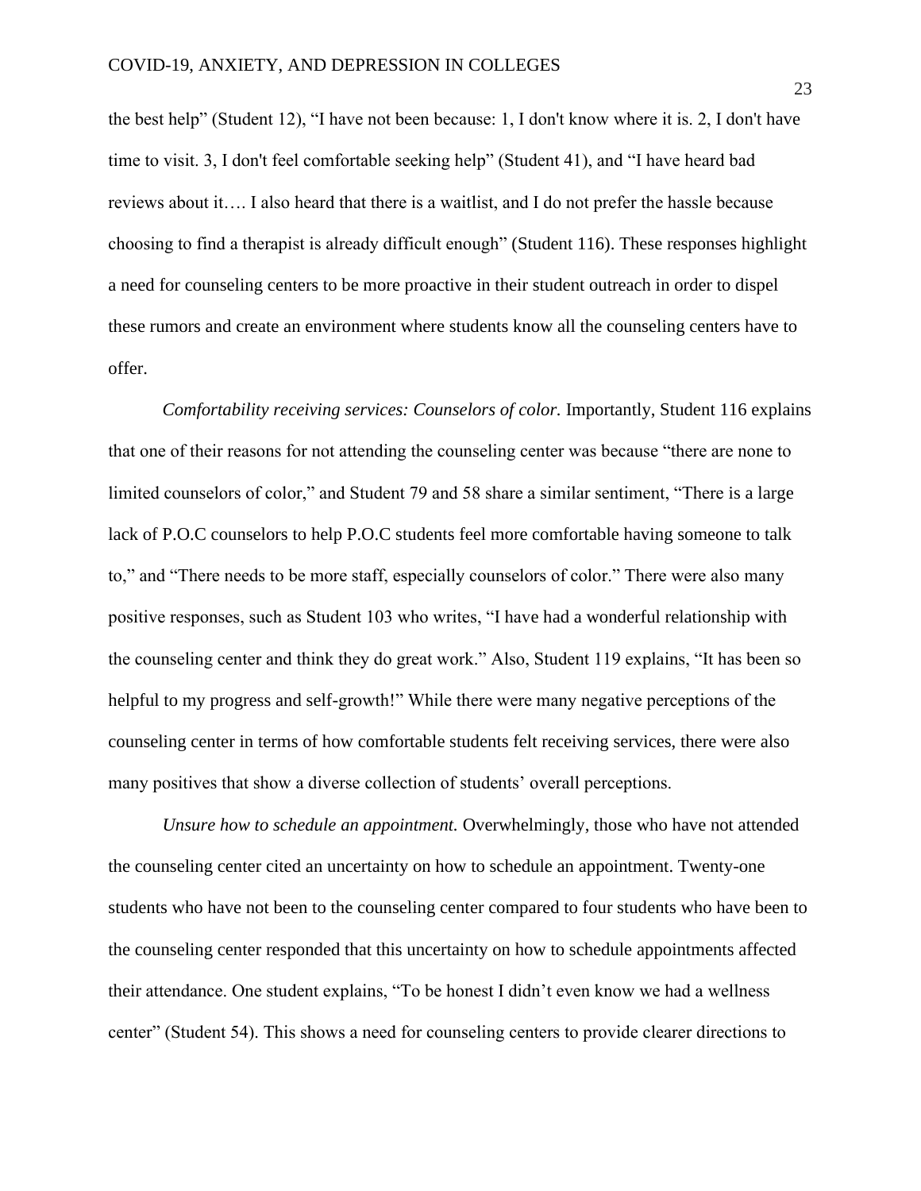the best help" (Student 12), "I have not been because: 1, I don't know where it is. 2, I don't have time to visit. 3, I don't feel comfortable seeking help" (Student 41), and "I have heard bad reviews about it…. I also heard that there is a waitlist, and I do not prefer the hassle because choosing to find a therapist is already difficult enough" (Student 116). These responses highlight a need for counseling centers to be more proactive in their student outreach in order to dispel these rumors and create an environment where students know all the counseling centers have to offer.

*Comfortability receiving services: Counselors of color.* Importantly, Student 116 explains that one of their reasons for not attending the counseling center was because "there are none to limited counselors of color," and Student 79 and 58 share a similar sentiment, "There is a large lack of P.O.C counselors to help P.O.C students feel more comfortable having someone to talk to," and "There needs to be more staff, especially counselors of color." There were also many positive responses, such as Student 103 who writes, "I have had a wonderful relationship with the counseling center and think they do great work." Also, Student 119 explains, "It has been so helpful to my progress and self-growth!" While there were many negative perceptions of the counseling center in terms of how comfortable students felt receiving services, there were also many positives that show a diverse collection of students' overall perceptions.

*Unsure how to schedule an appointment.* Overwhelmingly, those who have not attended the counseling center cited an uncertainty on how to schedule an appointment. Twenty-one students who have not been to the counseling center compared to four students who have been to the counseling center responded that this uncertainty on how to schedule appointments affected their attendance. One student explains, "To be honest I didn't even know we had a wellness center" (Student 54). This shows a need for counseling centers to provide clearer directions to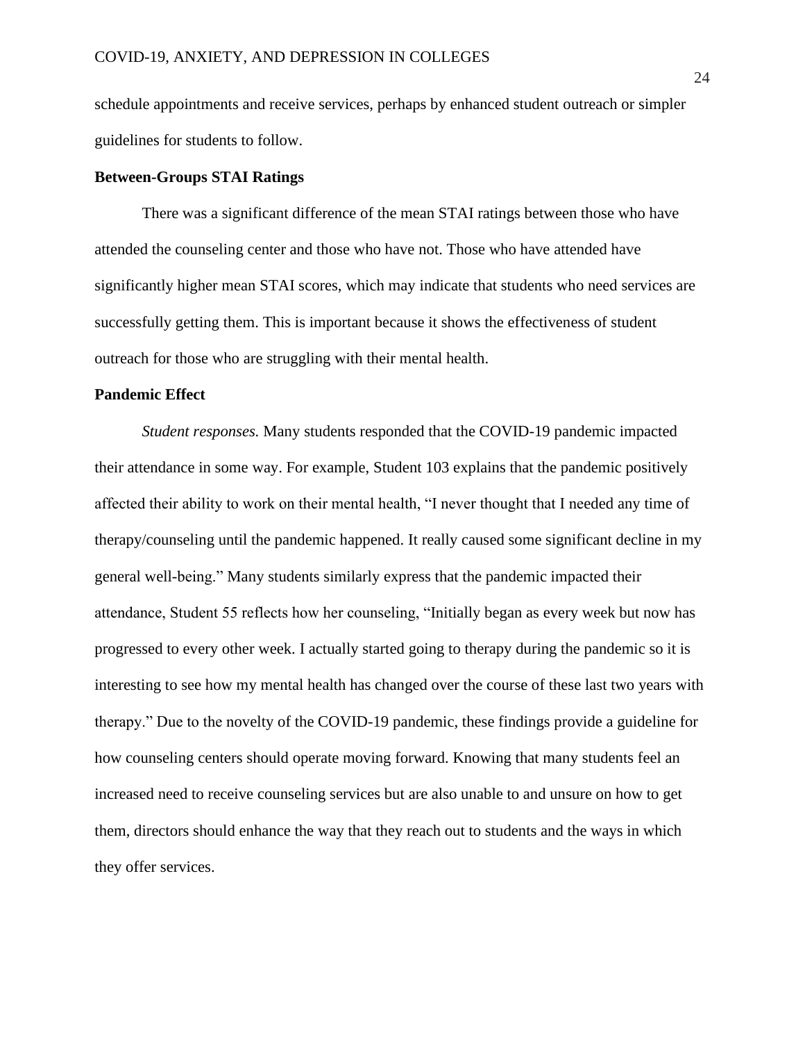schedule appointments and receive services, perhaps by enhanced student outreach or simpler guidelines for students to follow.

### Between-Groups STAI Ratings

There was a significant difference of the mean STAI ratings between those who have attended the counseling center and those who have not. Those who have attended have significantly higher mean STAI scores, which may indicate that students who need services are successfully getting them. This is important because it shows the effectiveness of student outreach for those who are struggling with their mental health.

### Pandemic Effect

*Student responses.* Many students responded that the COVID-19 pandemic impacted their attendance in some way. For example, Student 103 explains that the pandemic positively affected their ability to work on their mental health, "I never thought that I needed any time of therapy/counseling until the pandemic happened. It really caused some significant decline in my general well-being." Many students similarly express that the pandemic impacted their attendance, Student 55 reflects how her counseling, "Initially began as every week but now has progressed to every other week. I actually started going to therapy during the pandemic so it is interesting to see how my mental health has changed over the course of these last two years with therapy." Due to the novelty of the COVID-19 pandemic, these findings provide a guideline for how counseling centers should operate moving forward. Knowing that many students feel an increased need to receive counseling services but are also unable to and unsure on how to get them, directors should enhance the way that they reach out to students and the ways in which they offer services.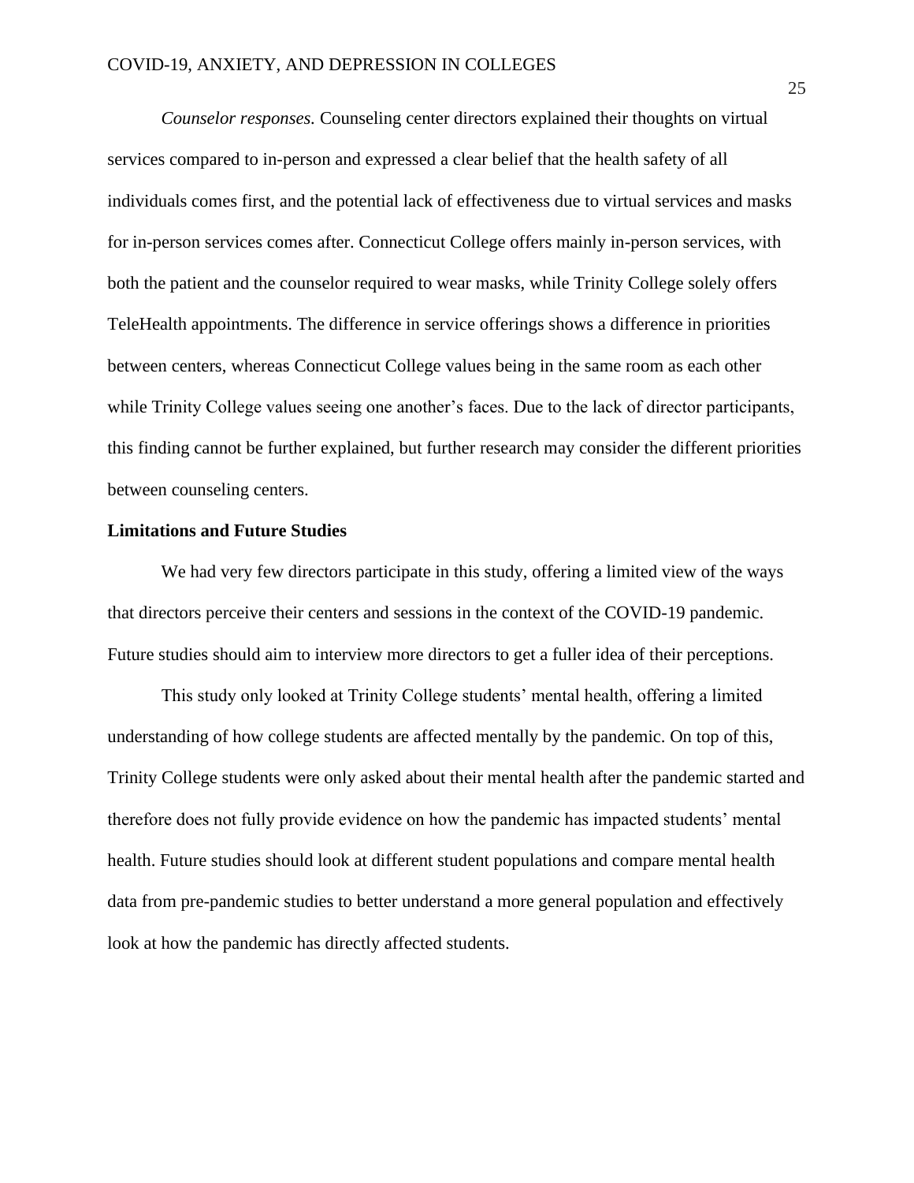*Counselor responses*. Counseling center directors explained their thoughts on virtual services compared to in-person and expressed a clear belief that the health safety of all individuals comes first, and the potential lack of effectiveness due to virtual services and masks for in-person services comes after. Connecticut College offers mainly in-person services, with both the patient and the counselor required to wear masks, while Trinity College solely offers TeleHealth appointments. The difference in service offerings shows a difference in priorities between centers, whereas Connecticut College values being in the same room as each other while Trinity College values seeing one another's faces. Due to the lack of director participants, this finding cannot be further explained, but further research may consider the different priorities between counseling centers.

**Limitations and Future Studies**

We had very few directors participate in this study, offering a limited view of the ways that directors perceive their centers and sessions in the context of the COVID-19 pandemic. Future studies should aim to interview more directors to get a fuller idea of their perceptions.

This study only looked at Trinity College students' mental health, offering a limited understanding of how college students are affected mentally by the pandemic. On top of this, Trinity College students were only asked about their mental health after the pandemic started and therefore does not fully provide evidence on how the pandemic has impacted students' mental health. Future studies should look at different student populations and compare mental health data from pre-pandemic studies to better understand a more general population and effectively look at how the pandemic has directly affected students.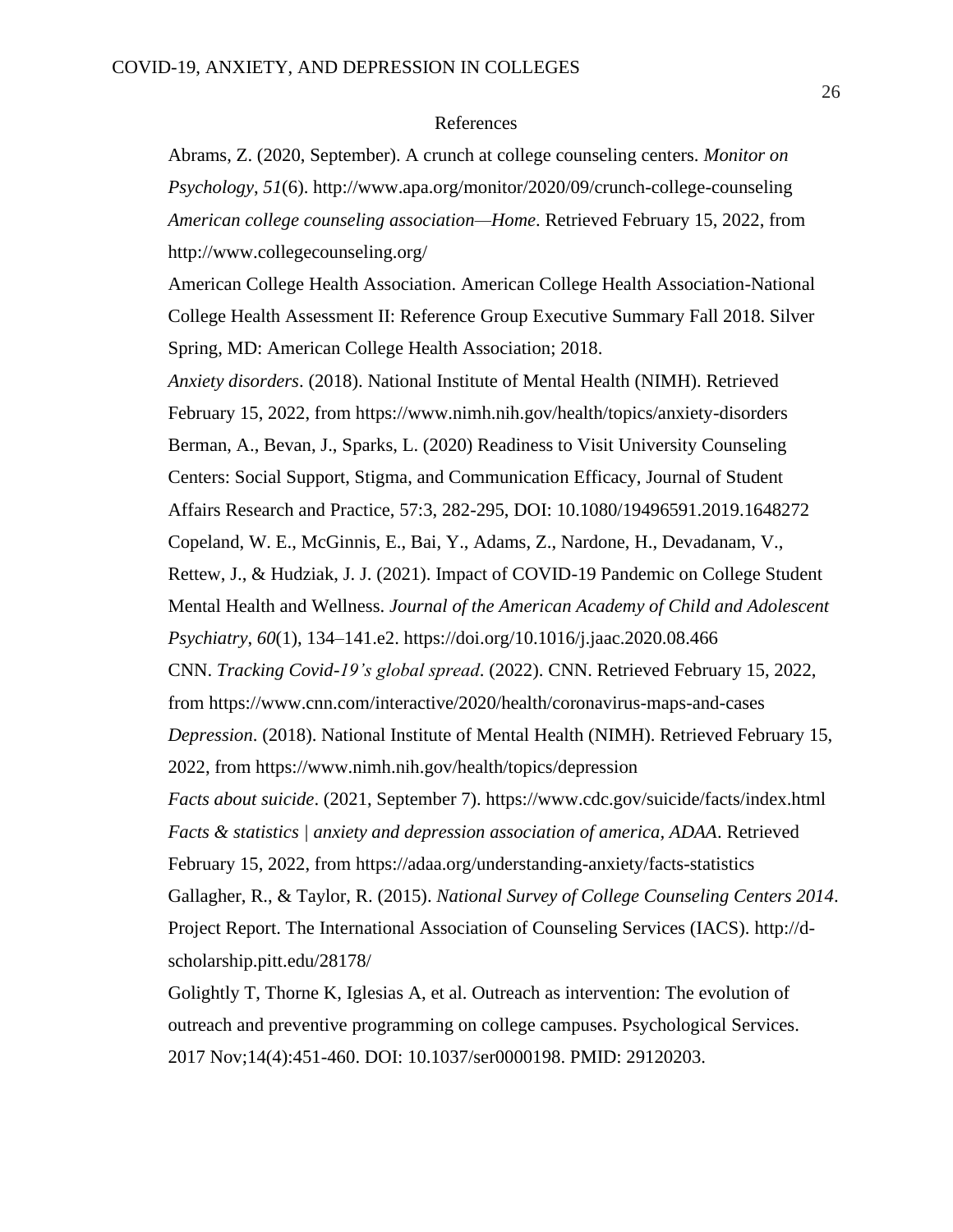# References

Abrams, Z. (2020, September). A crunch at college counseling centers. *Monitor on Psychology*, *51*(6). http://www.apa.org/monitor/2020/09/crunch-college-counseling

*American college counseling association—Home*. Retrieved February 15, 2022, from http://www.collegecounseling.org/

American College Health Association. American College Health Association-National College Health Assessment II: Reference Group Executive Summary Fall 2018. Silver Spring, MD: American College Health Association; 2018.

*Anxiety disorders*. (2018). National Institute of Mental Health (NIMH). Retrieved February 15, 2022, from https://www.nimh.nih.gov/health/topics/anxiety-disorders

Berman, A., Bevan, J., Sparks, L. (2020) Readiness to Visit University Counseling Centers: Social Support, Stigma, and Communication Efficacy, Journal of Student Affairs Research and Practice, 57:3, 282-295, DOI: 10.1080/19496591.2019.1648272

Copeland, W. E., McGinnis, E., Bai, Y., Adams, Z., Nardone, H., Devadanam, V., Rettew, J., & Hudziak, J. J. (2021). Impact of COVID-19 Pandemic on College Student Mental Health and Wellness. *Journal of the American Academy of Child and Adolescent Psychiatry*, *60*(1), 134–141.e2. https://doi.org/10.1016/j.jaac.2020.08.466

CNN. *Tracking Covid-19's global spread*. (2022). CNN. Retrieved February 15, 2022, from https://www.cnn.com/interactive/2020/health/coronavirus-maps-and-cases

*Depression*. (2018). National Institute of Mental Health (NIMH). Retrieved February 15, 2022, from https://www.nimh.nih.gov/health/topics/depression

*Facts about suicide*. (2021, September 7). https://www.cdc.gov/suicide/facts/index.html

*Facts & statistics | anxiety and depression association of america, ADAA*. Retrieved February 15, 2022, from https://adaa.org/understanding-anxiety/facts-statistics

Gallagher, R., & Taylor, R. (2015). *National Survey of College Counseling Centers 2014*. Project Report. The International Association of Counseling Services (IACS). http://d-scholarship.pitt.edu/28178/

Golightly T, Thorne K, Iglesias A, et al. Outreach as intervention: The evolution of outreach and preventive programming on college campuses. Psychological Services. 2017 Nov;14(4):451-460. DOI: 10.1037/ser0000198. PMID: 29120203.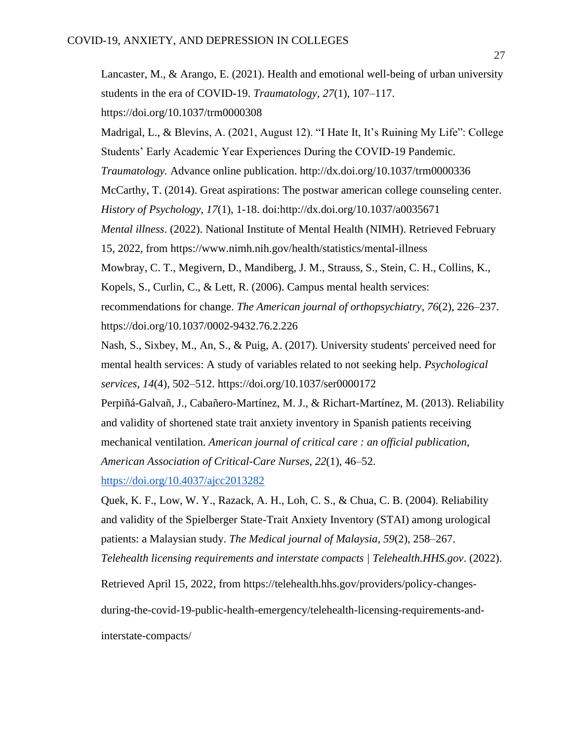Lancaster, M., & Arango, E. (2021). Health and emotional well-being of urban university students in the era of COVID-19. *Traumatology*, *27*(1), 107–117. https://doi.org/10.1037/trm0000308

Madrigal, L., & Blevins, A. (2021, August 12). "I Hate It, It's Ruining My Life": College Students' Early Academic Year Experiences During the COVID-19 Pandemic. *Traumatology.* Advance online publication. http://dx.doi.org/10.1037/trm0000336

McCarthy, T. (2014). Great aspirations: The postwar american college counseling center. *History of Psychology, 17*(1), 1-18. doi:http://dx.doi.org/10.1037/a0035671

*Mental illness*. (2022). National Institute of Mental Health (NIMH). Retrieved February 15, 2022, from https://www.nimh.nih.gov/health/statistics/mental-illness

Mowbray, C. T., Megivern, D., Mandiberg, J. M., Strauss, S., Stein, C. H., Collins, K., Kopels, S., Curlin, C., & Lett, R. (2006). Campus mental health services: recommendations for change. *The American journal of orthopsychiatry*, *76*(2), 226–237. https://doi.org/10.1037/0002-9432.76.2.226

Nash, S., Sixbey, M., An, S., & Puig, A. (2017). University students' perceived need for mental health services: A study of variables related to not seeking help. *Psychological services*, *14*(4), 502–512. https://doi.org/10.1037/ser0000172

Perpiñá-Galvañ, J., Cabañero-Martínez, M. J., & Richart-Martínez, M. (2013). Reliability and validity of shortened state trait anxiety inventory in Spanish patients receiving mechanical ventilation. *American journal of critical care : an official publication, American Association of Critical-Care Nurses*, *22*(1), 46–52. https://doi.org/10.4037/ajcc2013282

Quek, K. F., Low, W. Y., Razack, A. H., Loh, C. S., & Chua, C. B. (2004). Reliability and validity of the Spielberger State-Trait Anxiety Inventory (STAI) among urological patients: a Malaysian study. *The Medical journal of Malaysia*, *59*(2), 258–267.

*Telehealth licensing requirements and interstate compacts | Telehealth.HHS.gov*. (2022). Retrieved April 15, 2022, from https://telehealth.hhs.gov/providers/policy-changes-during-the-covid-19-public-health-emergency/telehealth-licensing-requirements-and-interstate-compacts/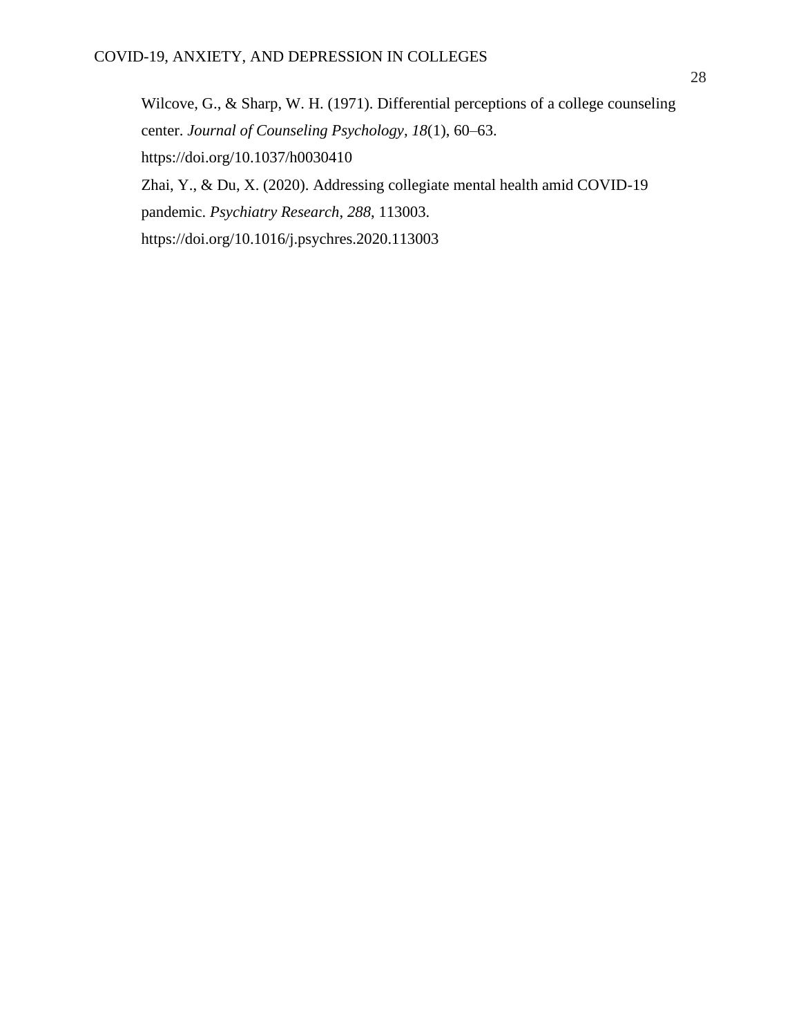Wilcove, G., & Sharp, W. H. (1971). Differential perceptions of a college counseling center. *Journal of Counseling Psychology*, *18*(1), 60–63. https://doi.org/10.1037/h0030410

Zhai, Y., & Du, X. (2020). Addressing collegiate mental health amid COVID-19 pandemic. *Psychiatry Research*, *288*, 113003. https://doi.org/10.1016/j.psychres.2020.113003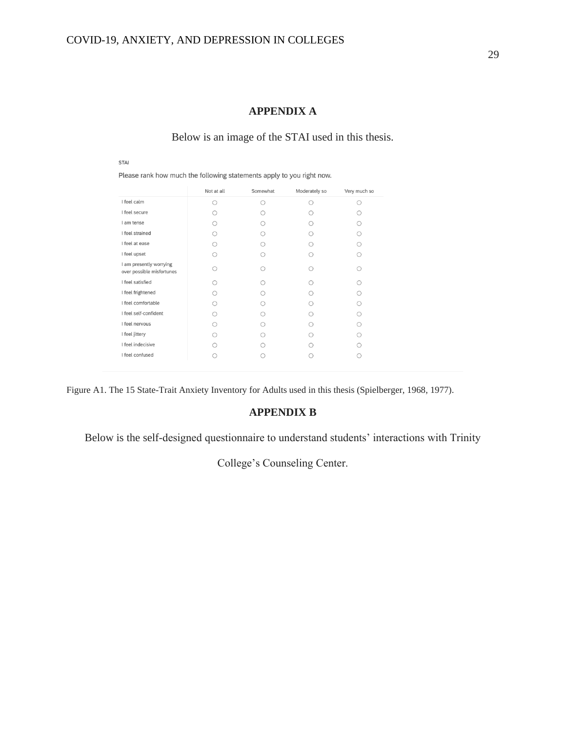## APPENDIX A

Below is an image of the STAI used in this thesis.

STAI

Please rank how much the following statements apply to you right now.

| | Not at all | Somewhat | Moderately so | Very much so |
|---|---|---|---|---|
| I feel calm | ○ | ○ | ○ | ○ |
| I feel secure | ○ | ○ | ○ | ○ |
| I am tense | ○ | ○ | ○ | ○ |
| I feel strained | ○ | ○ | ○ | ○ |
| I feel at ease | ○ | ○ | ○ | ○ |
| I feel upset | ○ | ○ | ○ | ○ |
| I am presently worrying over possible misfortunes | ○ | ○ | ○ | ○ |
| I feel satisfied | ○ | ○ | ○ | ○ |
| I feel frightened | ○ | ○ | ○ | ○ |
| I feel comfortable | ○ | ○ | ○ | ○ |
| I feel self-confident | ○ | ○ | ○ | ○ |
| I feel nervous | ○ | ○ | ○ | ○ |
| I feel jittery | ○ | ○ | ○ | ○ |
| I feel indecisive | ○ | ○ | ○ | ○ |
| I feel confused | ○ | ○ | ○ | ○ |

Figure A1. The 15 State-Trait Anxiety Inventory for Adults used in this thesis (Spielberger, 1968, 1977).

## APPENDIX B

Below is the self-designed questionnaire to understand students' interactions with Trinity College's Counseling Center.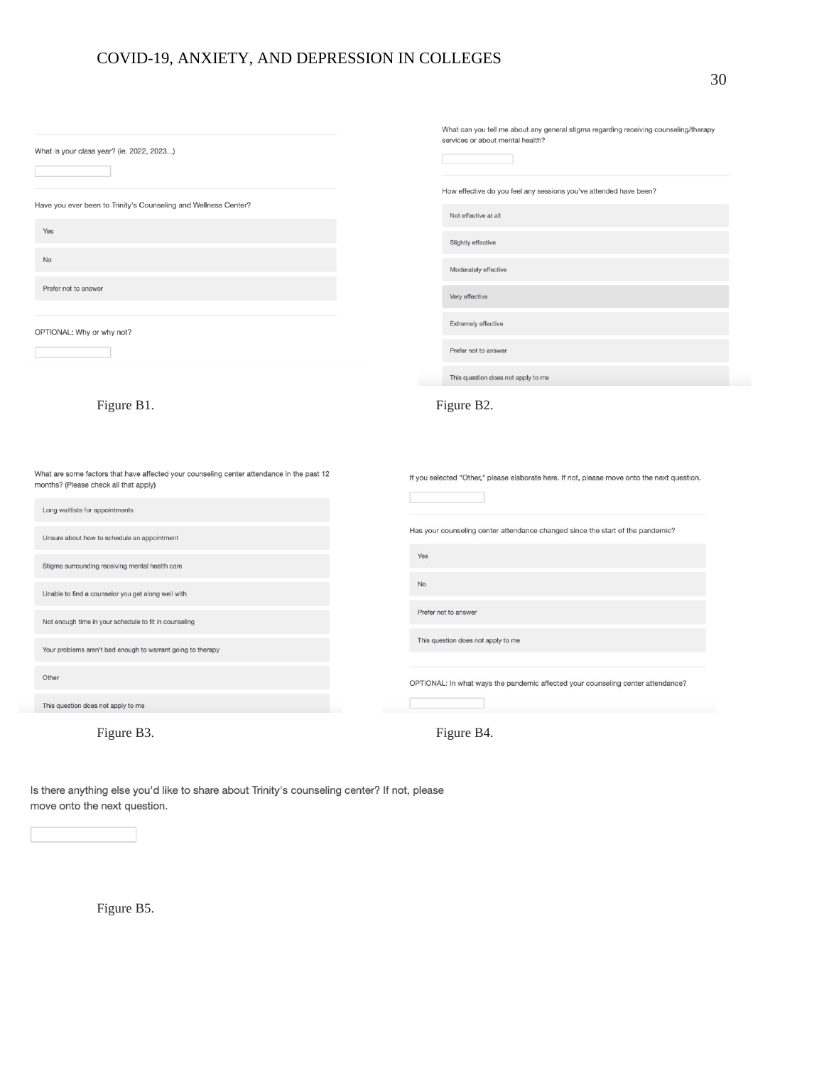What is your class year? (ie. 2022, 2023...)

Have you ever been to Trinity's Counseling and Wellness Center?

Yes

No

Prefer not to answer

OPTIONAL: Why or why not?

Figure B1.

What can you tell me about any general stigma regarding receiving counseling/therapy services or about mental health?

How effective do you feel any sessions you've attended have been?

Not effective at all

Slightly effective

Moderately effective

Very effective

Extremely effective

Prefer not to answer

This question does not apply to me

Figure B2.

What are some factors that have affected your counseling center attendance in the past 12 months? (Please check all that apply)

Long waitlists for appointments

Unsure about how to schedule an appointment

Stigma surrounding receiving mental health care

Unable to find a counselor you get along well with

Not enough time in your schedule to fit in counseling

Your problems aren't bad enough to warrant going to therapy

Other

This question does not apply to me

Figure B3.

If you selected "Other," please elaborate here. If not, please move onto the next question.

Has your counseling center attendance changed since the start of the pandemic?

Yes

No

Prefer not to answer

This question does not apply to me

OPTIONAL: In what ways the pandemic affected your counseling center attendance?

Figure B4.

Is there anything else you'd like to share about Trinity's counseling center? If not, please move onto the next question.

Figure B5.